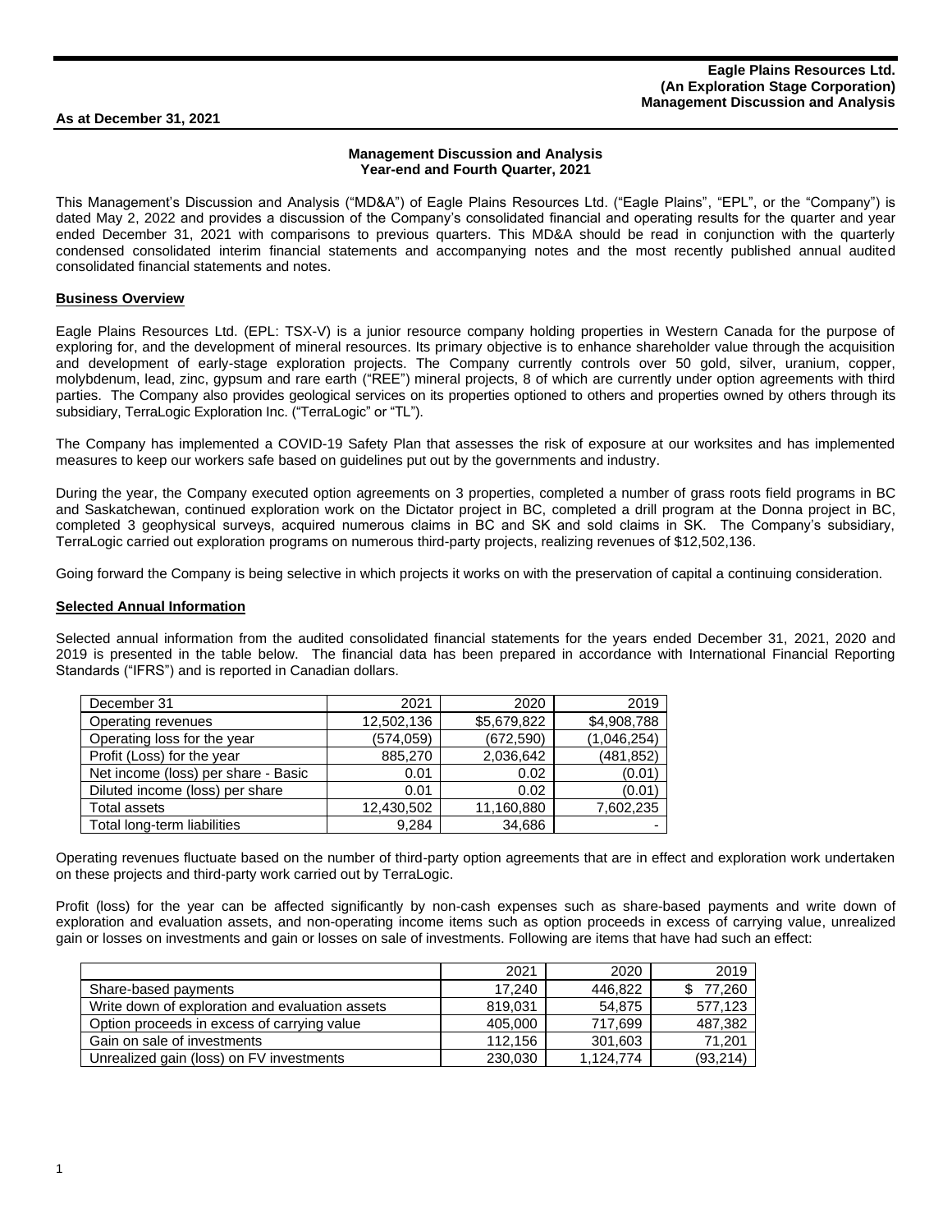# Management Discussion and Analysis
## Year-end and Fourth Quarter, 2021

This Management's Discussion and Analysis ("MD&A") of Eagle Plains Resources Ltd. ("Eagle Plains", "EPL", or the "Company") is dated May 2, 2022 and provides a discussion of the Company's consolidated financial and operating results for the quarter and year ended December 31, 2021 with comparisons to previous quarters. This MD&A should be read in conjunction with the quarterly condensed consolidated interim financial statements and accompanying notes and the most recently published annual audited consolidated financial statements and notes.

### Business Overview

Eagle Plains Resources Ltd. (EPL: TSX-V) is a junior resource company holding properties in Western Canada for the purpose of exploring for, and the development of mineral resources. Its primary objective is to enhance shareholder value through the acquisition and development of early-stage exploration projects. The Company currently controls over 50 gold, silver, uranium, copper, molybdenum, lead, zinc, gypsum and rare earth ("REE") mineral projects, 8 of which are currently under option agreements with third parties. The Company also provides geological services on its properties optioned to others and properties owned by others through its subsidiary, TerraLogic Exploration Inc. ("TerraLogic" or "TL").

The Company has implemented a COVID-19 Safety Plan that assesses the risk of exposure at our worksites and has implemented measures to keep our workers safe based on guidelines put out by the governments and industry.

During the year, the Company executed option agreements on 3 properties, completed a number of grass roots field programs in BC and Saskatchewan, continued exploration work on the Dictator project in BC, completed a drill program at the Donna project in BC, completed 3 geophysical surveys, acquired numerous claims in BC and SK and sold claims in SK. The Company's subsidiary, TerraLogic carried out exploration programs on numerous third-party projects, realizing revenues of $12,502,136.

Going forward the Company is being selective in which projects it works on with the preservation of capital a continuing consideration.

### Selected Annual Information

Selected annual information from the audited consolidated financial statements for the years ended December 31, 2021, 2020 and 2019 is presented in the table below. The financial data has been prepared in accordance with International Financial Reporting Standards ("IFRS") and is reported in Canadian dollars.

| December 31 | 2021 | 2020 | 2019 |
|---|---|---|---|
| Operating revenues | 12,502,136 | $5,679,822 | $4,908,788 |
| Operating loss for the year | (574,059) | (672,590) | (1,046,254) |
| Profit (Loss) for the year | 885,270 | 2,036,642 | (481,852) |
| Net income (loss) per share - Basic | 0.01 | 0.02 | (0.01) |
| Diluted income (loss) per share | 0.01 | 0.02 | (0.01) |
| Total assets | 12,430,502 | 11,160,880 | 7,602,235 |
| Total long-term liabilities | 9,284 | 34,686 | - |

Operating revenues fluctuate based on the number of third-party option agreements that are in effect and exploration work undertaken on these projects and third-party work carried out by TerraLogic.

Profit (loss) for the year can be affected significantly by non-cash expenses such as share-based payments and write down of exploration and evaluation assets, and non-operating income items such as option proceeds in excess of carrying value, unrealized gain or losses on investments and gain or losses on sale of investments. Following are items that have had such an effect:

| | 2021 | 2020 | 2019 |
|---|---|---|---|
| Share-based payments | 17,240 | 446,822 | $ 77,260 |
| Write down of exploration and evaluation assets | 819,031 | 54,875 | 577,123 |
| Option proceeds in excess of carrying value | 405,000 | 717,699 | 487,382 |
| Gain on sale of investments | 112,156 | 301,603 | 71,201 |
| Unrealized gain (loss) on FV investments | 230,030 | 1,124,774 | (93,214) |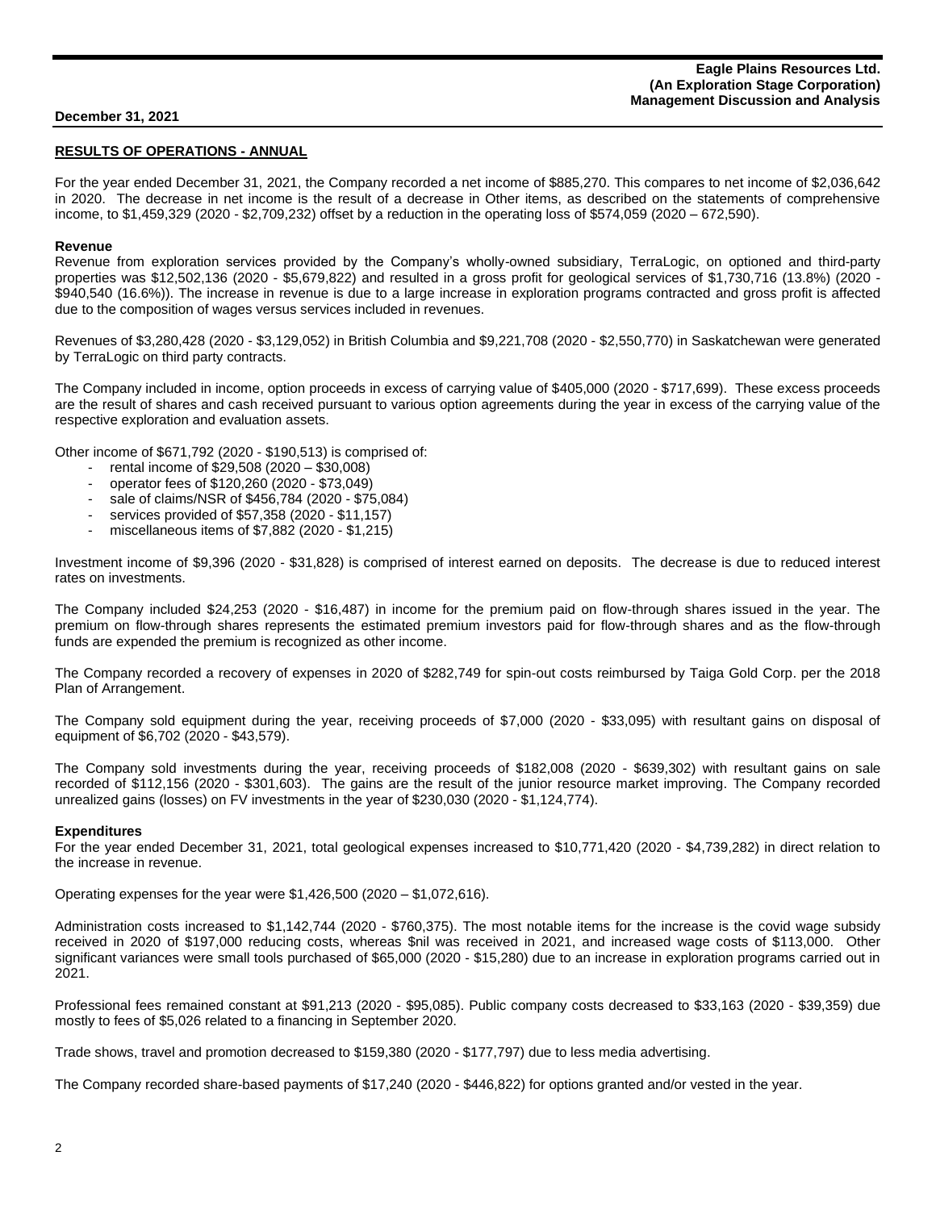## RESULTS OF OPERATIONS - ANNUAL

For the year ended December 31, 2021, the Company recorded a net income of $885,270. This compares to net income of $2,036,642 in 2020. The decrease in net income is the result of a decrease in Other items, as described on the statements of comprehensive income, to $1,459,329 (2020 - $2,709,232) offset by a reduction in the operating loss of $574,059 (2020 – 672,590).

### Revenue

Revenue from exploration services provided by the Company's wholly-owned subsidiary, TerraLogic, on optioned and third-party properties was $12,502,136 (2020 - $5,679,822) and resulted in a gross profit for geological services of $1,730,716 (13.8%) (2020 - $940,540 (16.6%)). The increase in revenue is due to a large increase in exploration programs contracted and gross profit is affected due to the composition of wages versus services included in revenues.

Revenues of $3,280,428 (2020 - $3,129,052) in British Columbia and $9,221,708 (2020 - $2,550,770) in Saskatchewan were generated by TerraLogic on third party contracts.

The Company included in income, option proceeds in excess of carrying value of $405,000 (2020 - $717,699). These excess proceeds are the result of shares and cash received pursuant to various option agreements during the year in excess of the carrying value of the respective exploration and evaluation assets.

Other income of $671,792 (2020 - $190,513) is comprised of:

- rental income of $29,508 (2020 – $30,008)
- operator fees of $120,260 (2020 - $73,049)
- sale of claims/NSR of $456,784 (2020 - $75,084)
- services provided of $57,358 (2020 - $11,157)
- miscellaneous items of $7,882 (2020 - $1,215)

Investment income of $9,396 (2020 - $31,828) is comprised of interest earned on deposits. The decrease is due to reduced interest rates on investments.

The Company included $24,253 (2020 - $16,487) in income for the premium paid on flow-through shares issued in the year. The premium on flow-through shares represents the estimated premium investors paid for flow-through shares and as the flow-through funds are expended the premium is recognized as other income.

The Company recorded a recovery of expenses in 2020 of $282,749 for spin-out costs reimbursed by Taiga Gold Corp. per the 2018 Plan of Arrangement.

The Company sold equipment during the year, receiving proceeds of $7,000 (2020 - $33,095) with resultant gains on disposal of equipment of $6,702 (2020 - $43,579).

The Company sold investments during the year, receiving proceeds of $182,008 (2020 - $639,302) with resultant gains on sale recorded of $112,156 (2020 - $301,603). The gains are the result of the junior resource market improving. The Company recorded unrealized gains (losses) on FV investments in the year of $230,030 (2020 - $1,124,774).

### Expenditures

For the year ended December 31, 2021, total geological expenses increased to $10,771,420 (2020 - $4,739,282) in direct relation to the increase in revenue.

Operating expenses for the year were $1,426,500 (2020 – $1,072,616).

Administration costs increased to $1,142,744 (2020 - $760,375). The most notable items for the increase is the covid wage subsidy received in 2020 of $197,000 reducing costs, whereas $nil was received in 2021, and increased wage costs of $113,000. Other significant variances were small tools purchased of $65,000 (2020 - $15,280) due to an increase in exploration programs carried out in 2021.

Professional fees remained constant at $91,213 (2020 - $95,085). Public company costs decreased to $33,163 (2020 - $39,359) due mostly to fees of $5,026 related to a financing in September 2020.

Trade shows, travel and promotion decreased to $159,380 (2020 - $177,797) due to less media advertising.

The Company recorded share-based payments of $17,240 (2020 - $446,822) for options granted and/or vested in the year.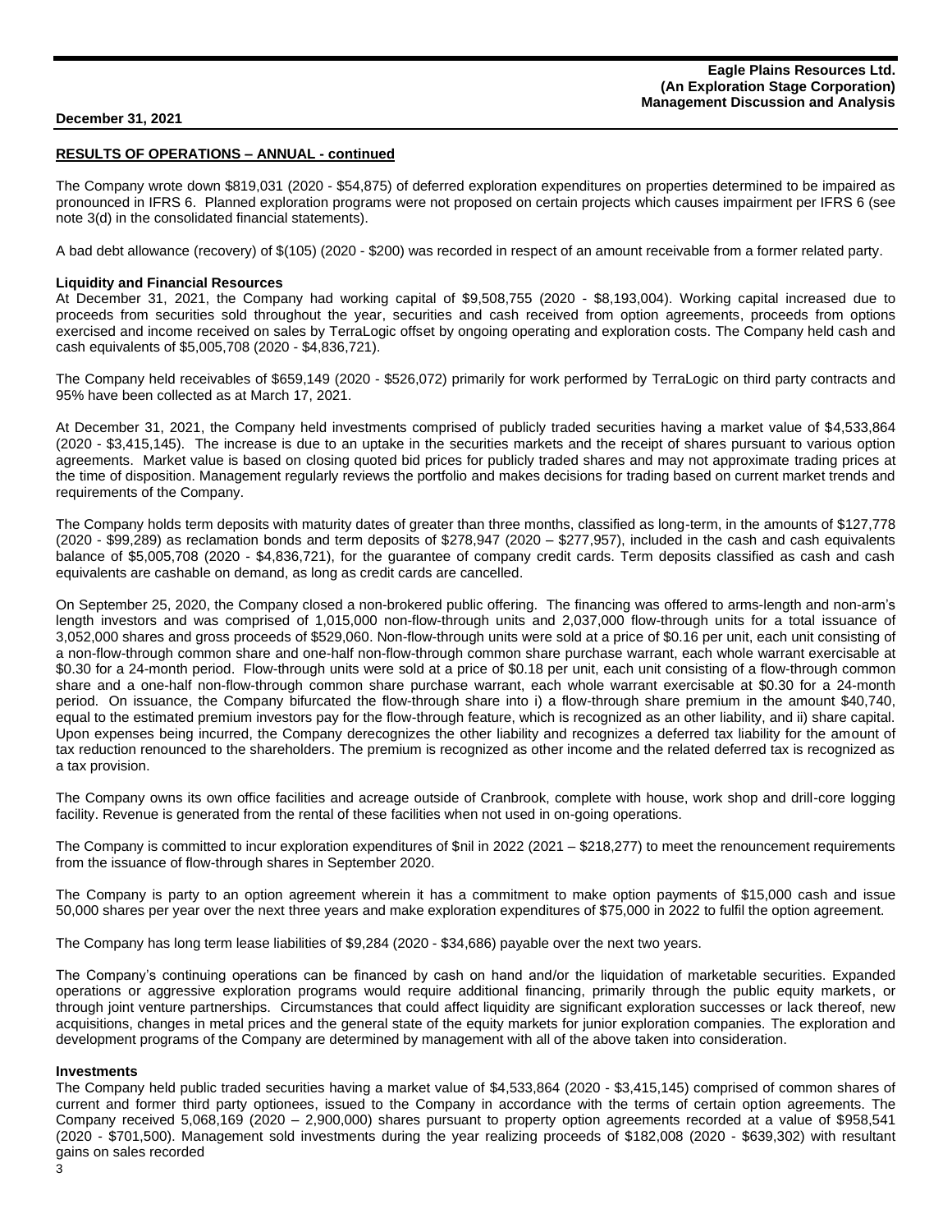## RESULTS OF OPERATIONS – ANNUAL - continued

The Company wrote down \$819,031 (2020 - \$54,875) of deferred exploration expenditures on properties determined to be impaired as pronounced in IFRS 6. Planned exploration programs were not proposed on certain projects which causes impairment per IFRS 6 (see note 3(d) in the consolidated financial statements).

A bad debt allowance (recovery) of \$(105) (2020 - \$200) was recorded in respect of an amount receivable from a former related party.

**Liquidity and Financial Resources**

At December 31, 2021, the Company had working capital of \$9,508,755 (2020 - \$8,193,004). Working capital increased due to proceeds from securities sold throughout the year, securities and cash received from option agreements, proceeds from options exercised and income received on sales by TerraLogic offset by ongoing operating and exploration costs. The Company held cash and cash equivalents of \$5,005,708 (2020 - \$4,836,721).

The Company held receivables of \$659,149 (2020 - \$526,072) primarily for work performed by TerraLogic on third party contracts and 95% have been collected as at March 17, 2021.

At December 31, 2021, the Company held investments comprised of publicly traded securities having a market value of \$4,533,864 (2020 - \$3,415,145). The increase is due to an uptake in the securities markets and the receipt of shares pursuant to various option agreements. Market value is based on closing quoted bid prices for publicly traded shares and may not approximate trading prices at the time of disposition. Management regularly reviews the portfolio and makes decisions for trading based on current market trends and requirements of the Company.

The Company holds term deposits with maturity dates of greater than three months, classified as long-term, in the amounts of \$127,778 (2020 - \$99,289) as reclamation bonds and term deposits of \$278,947 (2020 – \$277,957), included in the cash and cash equivalents balance of \$5,005,708 (2020 - \$4,836,721), for the guarantee of company credit cards. Term deposits classified as cash and cash equivalents are cashable on demand, as long as credit cards are cancelled.

On September 25, 2020, the Company closed a non-brokered public offering. The financing was offered to arms-length and non-arm's length investors and was comprised of 1,015,000 non-flow-through units and 2,037,000 flow-through units for a total issuance of 3,052,000 shares and gross proceeds of \$529,060. Non-flow-through units were sold at a price of \$0.16 per unit, each unit consisting of a non-flow-through common share and one-half non-flow-through common share purchase warrant, each whole warrant exercisable at \$0.30 for a 24-month period. Flow-through units were sold at a price of \$0.18 per unit, each unit consisting of a flow-through common share and a one-half non-flow-through common share purchase warrant, each whole warrant exercisable at \$0.30 for a 24-month period. On issuance, the Company bifurcated the flow-through share into i) a flow-through share premium in the amount \$40,740, equal to the estimated premium investors pay for the flow-through feature, which is recognized as an other liability, and ii) share capital. Upon expenses being incurred, the Company derecognizes the other liability and recognizes a deferred tax liability for the amount of tax reduction renounced to the shareholders. The premium is recognized as other income and the related deferred tax is recognized as a tax provision.

The Company owns its own office facilities and acreage outside of Cranbrook, complete with house, work shop and drill-core logging facility. Revenue is generated from the rental of these facilities when not used in on-going operations.

The Company is committed to incur exploration expenditures of \$nil in 2022 (2021 – \$218,277) to meet the renouncement requirements from the issuance of flow-through shares in September 2020.

The Company is party to an option agreement wherein it has a commitment to make option payments of \$15,000 cash and issue 50,000 shares per year over the next three years and make exploration expenditures of \$75,000 in 2022 to fulfil the option agreement.

The Company has long term lease liabilities of \$9,284 (2020 - \$34,686) payable over the next two years.

The Company's continuing operations can be financed by cash on hand and/or the liquidation of marketable securities. Expanded operations or aggressive exploration programs would require additional financing, primarily through the public equity markets, or through joint venture partnerships. Circumstances that could affect liquidity are significant exploration successes or lack thereof, new acquisitions, changes in metal prices and the general state of the equity markets for junior exploration companies. The exploration and development programs of the Company are determined by management with all of the above taken into consideration.

**Investments**

The Company held public traded securities having a market value of \$4,533,864 (2020 - \$3,415,145) comprised of common shares of current and former third party optionees, issued to the Company in accordance with the terms of certain option agreements. The Company received 5,068,169 (2020 – 2,900,000) shares pursuant to property option agreements recorded at a value of \$958,541 (2020 - \$701,500). Management sold investments during the year realizing proceeds of \$182,008 (2020 - \$639,302) with resultant gains on sales recorded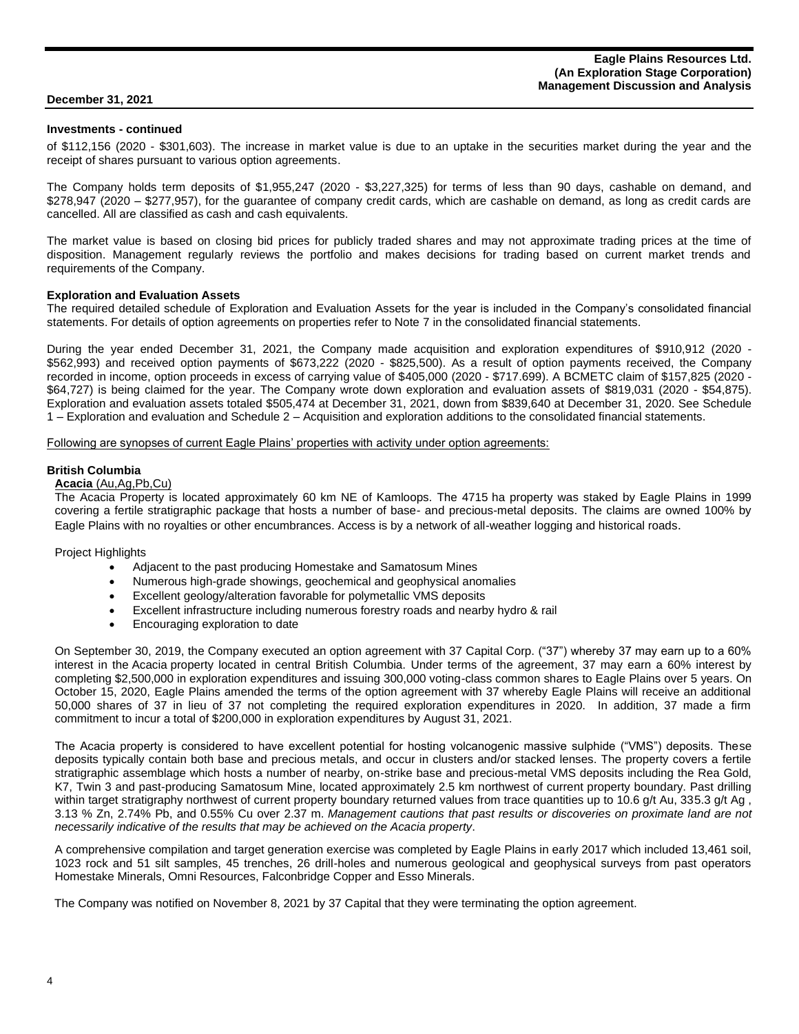**Investments - continued**

of $112,156 (2020 - $301,603). The increase in market value is due to an uptake in the securities market during the year and the receipt of shares pursuant to various option agreements.

The Company holds term deposits of $1,955,247 (2020 - $3,227,325) for terms of less than 90 days, cashable on demand, and $278,947 (2020 – $277,957), for the guarantee of company credit cards, which are cashable on demand, as long as credit cards are cancelled. All are classified as cash and cash equivalents.

The market value is based on closing bid prices for publicly traded shares and may not approximate trading prices at the time of disposition. Management regularly reviews the portfolio and makes decisions for trading based on current market trends and requirements of the Company.

**Exploration and Evaluation Assets**

The required detailed schedule of Exploration and Evaluation Assets for the year is included in the Company's consolidated financial statements. For details of option agreements on properties refer to Note 7 in the consolidated financial statements.

During the year ended December 31, 2021, the Company made acquisition and exploration expenditures of $910,912 (2020 - $562,993) and received option payments of $673,222 (2020 - $825,500). As a result of option payments received, the Company recorded in income, option proceeds in excess of carrying value of $405,000 (2020 - $717.699). A BCMETC claim of $157,825 (2020 - $64,727) is being claimed for the year. The Company wrote down exploration and evaluation assets of $819,031 (2020 - $54,875). Exploration and evaluation assets totaled $505,474 at December 31, 2021, down from $839,640 at December 31, 2020. See Schedule 1 – Exploration and evaluation and Schedule 2 – Acquisition and exploration additions to the consolidated financial statements.

Following are synopses of current Eagle Plains' properties with activity under option agreements:

**British Columbia**

**Acacia** (Au,Ag,Pb,Cu)

The Acacia Property is located approximately 60 km NE of Kamloops. The 4715 ha property was staked by Eagle Plains in 1999 covering a fertile stratigraphic package that hosts a number of base- and precious-metal deposits. The claims are owned 100% by Eagle Plains with no royalties or other encumbrances. Access is by a network of all-weather logging and historical roads.

Project Highlights

- Adjacent to the past producing Homestake and Samatosum Mines
- Numerous high-grade showings, geochemical and geophysical anomalies
- Excellent geology/alteration favorable for polymetallic VMS deposits
- Excellent infrastructure including numerous forestry roads and nearby hydro & rail
- Encouraging exploration to date

On September 30, 2019, the Company executed an option agreement with 37 Capital Corp. ("37") whereby 37 may earn up to a 60% interest in the Acacia property located in central British Columbia. Under terms of the agreement, 37 may earn a 60% interest by completing $2,500,000 in exploration expenditures and issuing 300,000 voting-class common shares to Eagle Plains over 5 years. On October 15, 2020, Eagle Plains amended the terms of the option agreement with 37 whereby Eagle Plains will receive an additional 50,000 shares of 37 in lieu of 37 not completing the required exploration expenditures in 2020. In addition, 37 made a firm commitment to incur a total of $200,000 in exploration expenditures by August 31, 2021.

The Acacia property is considered to have excellent potential for hosting volcanogenic massive sulphide ("VMS") deposits. These deposits typically contain both base and precious metals, and occur in clusters and/or stacked lenses. The property covers a fertile stratigraphic assemblage which hosts a number of nearby, on-strike base and precious-metal VMS deposits including the Rea Gold, K7, Twin 3 and past-producing Samatosum Mine, located approximately 2.5 km northwest of current property boundary. Past drilling within target stratigraphy northwest of current property boundary returned values from trace quantities up to 10.6 g/t Au, 335.3 g/t Ag , 3.13 % Zn, 2.74% Pb, and 0.55% Cu over 2.37 m. *Management cautions that past results or discoveries on proximate land are not necessarily indicative of the results that may be achieved on the Acacia property*.

A comprehensive compilation and target generation exercise was completed by Eagle Plains in early 2017 which included 13,461 soil, 1023 rock and 51 silt samples, 45 trenches, 26 drill-holes and numerous geological and geophysical surveys from past operators Homestake Minerals, Omni Resources, Falconbridge Copper and Esso Minerals.

The Company was notified on November 8, 2021 by 37 Capital that they were terminating the option agreement.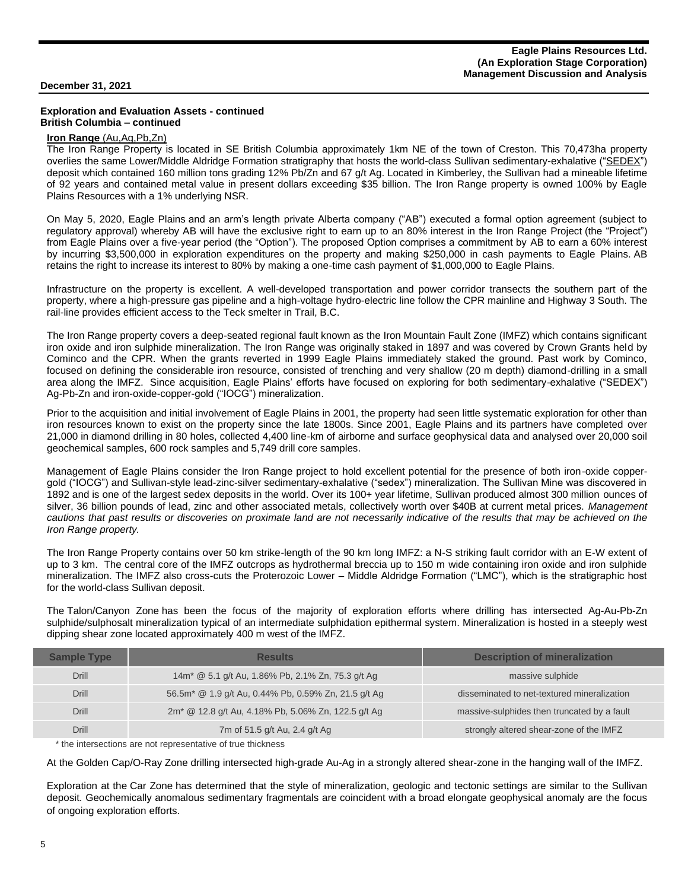**Exploration and Evaluation Assets - continued**
**British Columbia – continued**

**Iron Range** (Au,Ag,Pb,Zn)

The Iron Range Property is located in SE British Columbia approximately 1km NE of the town of Creston. This 70,473ha property overlies the same Lower/Middle Aldridge Formation stratigraphy that hosts the world-class Sullivan sedimentary-exhalative ("SEDEX") deposit which contained 160 million tons grading 12% Pb/Zn and 67 g/t Ag. Located in Kimberley, the Sullivan had a mineable lifetime of 92 years and contained metal value in present dollars exceeding $35 billion. The Iron Range property is owned 100% by Eagle Plains Resources with a 1% underlying NSR.

On May 5, 2020, Eagle Plains and an arm's length private Alberta company ("AB") executed a formal option agreement (subject to regulatory approval) whereby AB will have the exclusive right to earn up to an 80% interest in the Iron Range Project (the "Project") from Eagle Plains over a five-year period (the "Option"). The proposed Option comprises a commitment by AB to earn a 60% interest by incurring $3,500,000 in exploration expenditures on the property and making $250,000 in cash payments to Eagle Plains. AB retains the right to increase its interest to 80% by making a one-time cash payment of $1,000,000 to Eagle Plains.

Infrastructure on the property is excellent. A well-developed transportation and power corridor transects the southern part of the property, where a high-pressure gas pipeline and a high-voltage hydro-electric line follow the CPR mainline and Highway 3 South. The rail-line provides efficient access to the Teck smelter in Trail, B.C.

The Iron Range property covers a deep-seated regional fault known as the Iron Mountain Fault Zone (IMFZ) which contains significant iron oxide and iron sulphide mineralization. The Iron Range was originally staked in 1897 and was covered by Crown Grants held by Cominco and the CPR. When the grants reverted in 1999 Eagle Plains immediately staked the ground. Past work by Cominco, focused on defining the considerable iron resource, consisted of trenching and very shallow (20 m depth) diamond-drilling in a small area along the IMFZ. Since acquisition, Eagle Plains' efforts have focused on exploring for both sedimentary-exhalative ("SEDEX") Ag-Pb-Zn and iron-oxide-copper-gold ("IOCG") mineralization.

Prior to the acquisition and initial involvement of Eagle Plains in 2001, the property had seen little systematic exploration for other than iron resources known to exist on the property since the late 1800s. Since 2001, Eagle Plains and its partners have completed over 21,000 in diamond drilling in 80 holes, collected 4,400 line-km of airborne and surface geophysical data and analysed over 20,000 soil geochemical samples, 600 rock samples and 5,749 drill core samples.

Management of Eagle Plains consider the Iron Range project to hold excellent potential for the presence of both iron-oxide copper-gold ("IOCG") and Sullivan-style lead-zinc-silver sedimentary-exhalative ("sedex") mineralization. The Sullivan Mine was discovered in 1892 and is one of the largest sedex deposits in the world. Over its 100+ year lifetime, Sullivan produced almost 300 million ounces of silver, 36 billion pounds of lead, zinc and other associated metals, collectively worth over $40B at current metal prices. *Management cautions that past results or discoveries on proximate land are not necessarily indicative of the results that may be achieved on the Iron Range property.*

The Iron Range Property contains over 50 km strike-length of the 90 km long IMFZ: a N-S striking fault corridor with an E-W extent of up to 3 km. The central core of the IMFZ outcrops as hydrothermal breccia up to 150 m wide containing iron oxide and iron sulphide mineralization. The IMFZ also cross-cuts the Proterozoic Lower – Middle Aldridge Formation ("LMC"), which is the stratigraphic host for the world-class Sullivan deposit.

The Talon/Canyon Zone has been the focus of the majority of exploration efforts where drilling has intersected Ag-Au-Pb-Zn sulphide/sulphosalt mineralization typical of an intermediate sulphidation epithermal system. Mineralization is hosted in a steeply west dipping shear zone located approximately 400 m west of the IMFZ.

| Sample Type | Results | Description of mineralization |
|---|---|---|
| Drill | 14m* @ 5.1 g/t Au, 1.86% Pb, 2.1% Zn, 75.3 g/t Ag | massive sulphide |
| Drill | 56.5m* @ 1.9 g/t Au, 0.44% Pb, 0.59% Zn, 21.5 g/t Ag | disseminated to net-textured mineralization |
| Drill | 2m* @ 12.8 g/t Au, 4.18% Pb, 5.06% Zn, 122.5 g/t Ag | massive-sulphides then truncated by a fault |
| Drill | 7m of 51.5 g/t Au, 2.4 g/t Ag | strongly altered shear-zone of the IMFZ |

* the intersections are not representative of true thickness

At the Golden Cap/O-Ray Zone drilling intersected high-grade Au-Ag in a strongly altered shear-zone in the hanging wall of the IMFZ.

Exploration at the Car Zone has determined that the style of mineralization, geologic and tectonic settings are similar to the Sullivan deposit. Geochemically anomalous sedimentary fragmentals are coincident with a broad elongate geophysical anomaly are the focus of ongoing exploration efforts.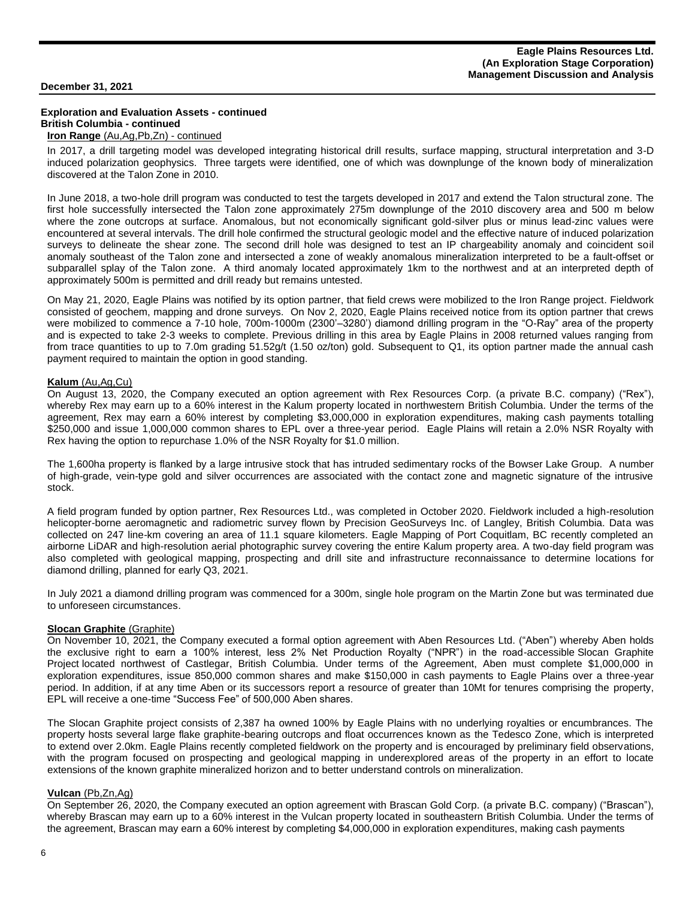**Exploration and Evaluation Assets - continued**
**British Columbia - continued**

**Iron Range** (Au,Ag,Pb,Zn) - continued

In 2017, a drill targeting model was developed integrating historical drill results, surface mapping, structural interpretation and 3-D induced polarization geophysics. Three targets were identified, one of which was downplunge of the known body of mineralization discovered at the Talon Zone in 2010.

In June 2018, a two-hole drill program was conducted to test the targets developed in 2017 and extend the Talon structural zone. The first hole successfully intersected the Talon zone approximately 275m downplunge of the 2010 discovery area and 500 m below where the zone outcrops at surface. Anomalous, but not economically significant gold-silver plus or minus lead-zinc values were encountered at several intervals. The drill hole confirmed the structural geologic model and the effective nature of induced polarization surveys to delineate the shear zone. The second drill hole was designed to test an IP chargeability anomaly and coincident soil anomaly southeast of the Talon zone and intersected a zone of weakly anomalous mineralization interpreted to be a fault-offset or subparallel splay of the Talon zone. A third anomaly located approximately 1km to the northwest and at an interpreted depth of approximately 500m is permitted and drill ready but remains untested.

On May 21, 2020, Eagle Plains was notified by its option partner, that field crews were mobilized to the Iron Range project. Fieldwork consisted of geochem, mapping and drone surveys. On Nov 2, 2020, Eagle Plains received notice from its option partner that crews were mobilized to commence a 7-10 hole, 700m-1000m (2300'–3280') diamond drilling program in the "O-Ray" area of the property and is expected to take 2-3 weeks to complete. Previous drilling in this area by Eagle Plains in 2008 returned values ranging from from trace quantities to up to 7.0m grading 51.52g/t (1.50 oz/ton) gold. Subsequent to Q1, its option partner made the annual cash payment required to maintain the option in good standing.

**Kalum** (Au,Ag,Cu)

On August 13, 2020, the Company executed an option agreement with Rex Resources Corp. (a private B.C. company) ("Rex"), whereby Rex may earn up to a 60% interest in the Kalum property located in northwestern British Columbia. Under the terms of the agreement, Rex may earn a 60% interest by completing $3,000,000 in exploration expenditures, making cash payments totalling $250,000 and issue 1,000,000 common shares to EPL over a three-year period. Eagle Plains will retain a 2.0% NSR Royalty with Rex having the option to repurchase 1.0% of the NSR Royalty for $1.0 million.

The 1,600ha property is flanked by a large intrusive stock that has intruded sedimentary rocks of the Bowser Lake Group. A number of high-grade, vein-type gold and silver occurrences are associated with the contact zone and magnetic signature of the intrusive stock.

A field program funded by option partner, Rex Resources Ltd., was completed in October 2020. Fieldwork included a high-resolution helicopter-borne aeromagnetic and radiometric survey flown by Precision GeoSurveys Inc. of Langley, British Columbia. Data was collected on 247 line-km covering an area of 11.1 square kilometers. Eagle Mapping of Port Coquitlam, BC recently completed an airborne LiDAR and high-resolution aerial photographic survey covering the entire Kalum property area. A two-day field program was also completed with geological mapping, prospecting and drill site and infrastructure reconnaissance to determine locations for diamond drilling, planned for early Q3, 2021.

In July 2021 a diamond drilling program was commenced for a 300m, single hole program on the Martin Zone but was terminated due to unforeseen circumstances.

**Slocan Graphite** (Graphite)

On November 10, 2021, the Company executed a formal option agreement with Aben Resources Ltd. ("Aben") whereby Aben holds the exclusive right to earn a 100% interest, less 2% Net Production Royalty ("NPR") in the road-accessible Slocan Graphite Project located northwest of Castlegar, British Columbia. Under terms of the Agreement, Aben must complete $1,000,000 in exploration expenditures, issue 850,000 common shares and make $150,000 in cash payments to Eagle Plains over a three-year period. In addition, if at any time Aben or its successors report a resource of greater than 10Mt for tenures comprising the property, EPL will receive a one-time "Success Fee" of 500,000 Aben shares.

The Slocan Graphite project consists of 2,387 ha owned 100% by Eagle Plains with no underlying royalties or encumbrances. The property hosts several large flake graphite-bearing outcrops and float occurrences known as the Tedesco Zone, which is interpreted to extend over 2.0km. Eagle Plains recently completed fieldwork on the property and is encouraged by preliminary field observations, with the program focused on prospecting and geological mapping in underexplored areas of the property in an effort to locate extensions of the known graphite mineralized horizon and to better understand controls on mineralization.

**Vulcan** (Pb,Zn,Ag)

On September 26, 2020, the Company executed an option agreement with Brascan Gold Corp. (a private B.C. company) ("Brascan"), whereby Brascan may earn up to a 60% interest in the Vulcan property located in southeastern British Columbia. Under the terms of the agreement, Brascan may earn a 60% interest by completing $4,000,000 in exploration expenditures, making cash payments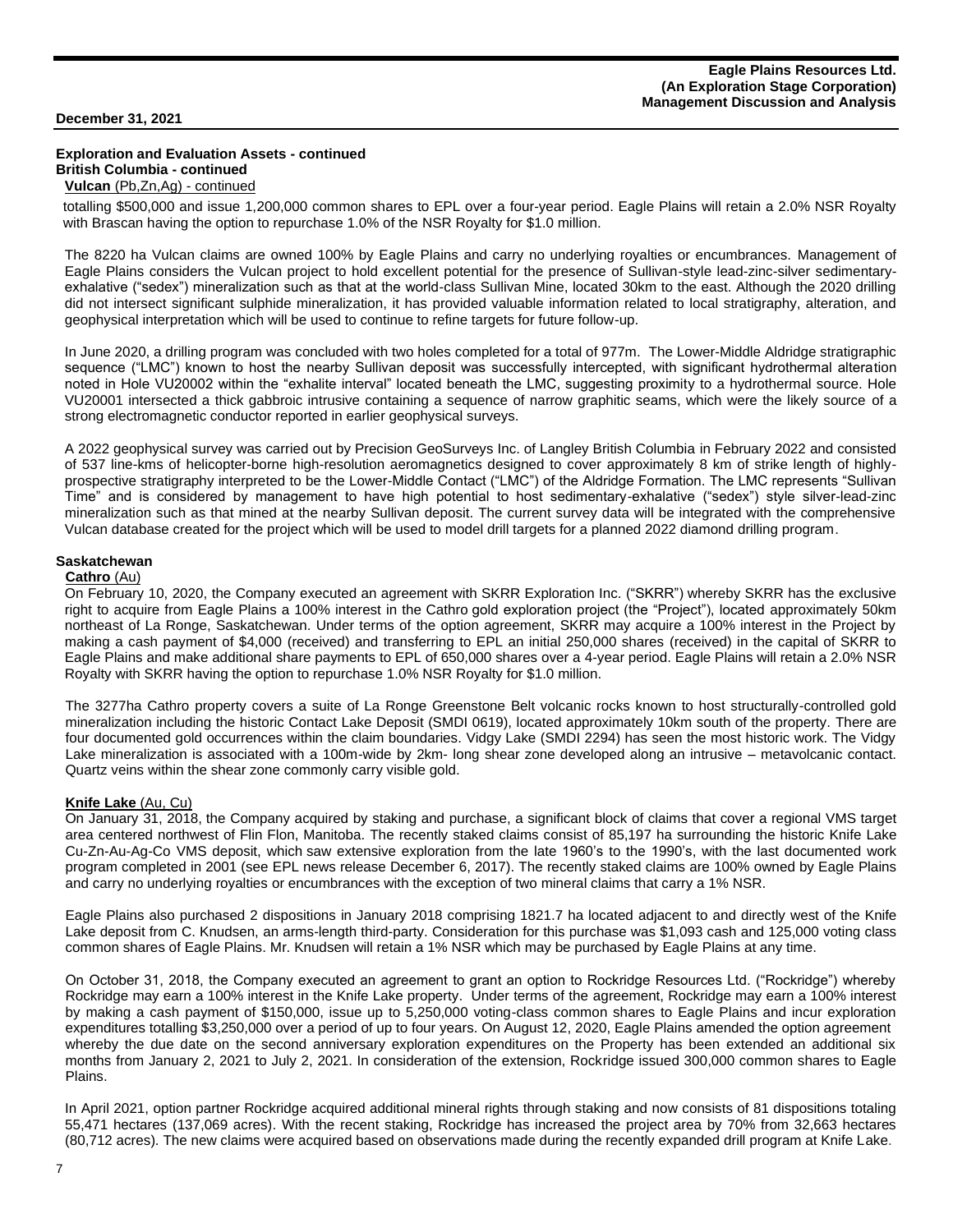**Exploration and Evaluation Assets - continued**
**British Columbia - continued**
**Vulcan** (Pb,Zn,Ag) - continued

totalling $500,000 and issue 1,200,000 common shares to EPL over a four-year period. Eagle Plains will retain a 2.0% NSR Royalty with Brascan having the option to repurchase 1.0% of the NSR Royalty for $1.0 million.

The 8220 ha Vulcan claims are owned 100% by Eagle Plains and carry no underlying royalties or encumbrances. Management of Eagle Plains considers the Vulcan project to hold excellent potential for the presence of Sullivan-style lead-zinc-silver sedimentary-exhalative ("sedex") mineralization such as that at the world-class Sullivan Mine, located 30km to the east. Although the 2020 drilling did not intersect significant sulphide mineralization, it has provided valuable information related to local stratigraphy, alteration, and geophysical interpretation which will be used to continue to refine targets for future follow-up.

In June 2020, a drilling program was concluded with two holes completed for a total of 977m. The Lower-Middle Aldridge stratigraphic sequence ("LMC") known to host the nearby Sullivan deposit was successfully intercepted, with significant hydrothermal alteration noted in Hole VU20002 within the "exhalite interval" located beneath the LMC, suggesting proximity to a hydrothermal source. Hole VU20001 intersected a thick gabbroic intrusive containing a sequence of narrow graphitic seams, which were the likely source of a strong electromagnetic conductor reported in earlier geophysical surveys.

A 2022 geophysical survey was carried out by Precision GeoSurveys Inc. of Langley British Columbia in February 2022 and consisted of 537 line-kms of helicopter-borne high-resolution aeromagnetics designed to cover approximately 8 km of strike length of highly-prospective stratigraphy interpreted to be the Lower-Middle Contact ("LMC") of the Aldridge Formation. The LMC represents "Sullivan Time" and is considered by management to have high potential to host sedimentary-exhalative ("sedex") style silver-lead-zinc mineralization such as that mined at the nearby Sullivan deposit. The current survey data will be integrated with the comprehensive Vulcan database created for the project which will be used to model drill targets for a planned 2022 diamond drilling program.

**Saskatchewan**
**Cathro** (Au)

On February 10, 2020, the Company executed an agreement with SKRR Exploration Inc. ("SKRR") whereby SKRR has the exclusive right to acquire from Eagle Plains a 100% interest in the Cathro gold exploration project (the "Project"), located approximately 50km northeast of La Ronge, Saskatchewan. Under terms of the option agreement, SKRR may acquire a 100% interest in the Project by making a cash payment of $4,000 (received) and transferring to EPL an initial 250,000 shares (received) in the capital of SKRR to Eagle Plains and make additional share payments to EPL of 650,000 shares over a 4-year period. Eagle Plains will retain a 2.0% NSR Royalty with SKRR having the option to repurchase 1.0% NSR Royalty for $1.0 million.

The 3277ha Cathro property covers a suite of La Ronge Greenstone Belt volcanic rocks known to host structurally-controlled gold mineralization including the historic Contact Lake Deposit (SMDI 0619), located approximately 10km south of the property. There are four documented gold occurrences within the claim boundaries. Vidgy Lake (SMDI 2294) has seen the most historic work. The Vidgy Lake mineralization is associated with a 100m-wide by 2km- long shear zone developed along an intrusive – metavolcanic contact. Quartz veins within the shear zone commonly carry visible gold.

**Knife Lake** (Au, Cu)

On January 31, 2018, the Company acquired by staking and purchase, a significant block of claims that cover a regional VMS target area centered northwest of Flin Flon, Manitoba. The recently staked claims consist of 85,197 ha surrounding the historic Knife Lake Cu-Zn-Au-Ag-Co VMS deposit, which saw extensive exploration from the late 1960's to the 1990's, with the last documented work program completed in 2001 (see EPL news release December 6, 2017). The recently staked claims are 100% owned by Eagle Plains and carry no underlying royalties or encumbrances with the exception of two mineral claims that carry a 1% NSR.

Eagle Plains also purchased 2 dispositions in January 2018 comprising 1821.7 ha located adjacent to and directly west of the Knife Lake deposit from C. Knudsen, an arms-length third-party. Consideration for this purchase was $1,093 cash and 125,000 voting class common shares of Eagle Plains. Mr. Knudsen will retain a 1% NSR which may be purchased by Eagle Plains at any time.

On October 31, 2018, the Company executed an agreement to grant an option to Rockridge Resources Ltd. ("Rockridge") whereby Rockridge may earn a 100% interest in the Knife Lake property. Under terms of the agreement, Rockridge may earn a 100% interest by making a cash payment of $150,000, issue up to 5,250,000 voting-class common shares to Eagle Plains and incur exploration expenditures totalling $3,250,000 over a period of up to four years. On August 12, 2020, Eagle Plains amended the option agreement whereby the due date on the second anniversary exploration expenditures on the Property has been extended an additional six months from January 2, 2021 to July 2, 2021. In consideration of the extension, Rockridge issued 300,000 common shares to Eagle Plains.

In April 2021, option partner Rockridge acquired additional mineral rights through staking and now consists of 81 dispositions totaling 55,471 hectares (137,069 acres). With the recent staking, Rockridge has increased the project area by 70% from 32,663 hectares (80,712 acres). The new claims were acquired based on observations made during the recently expanded drill program at Knife Lake.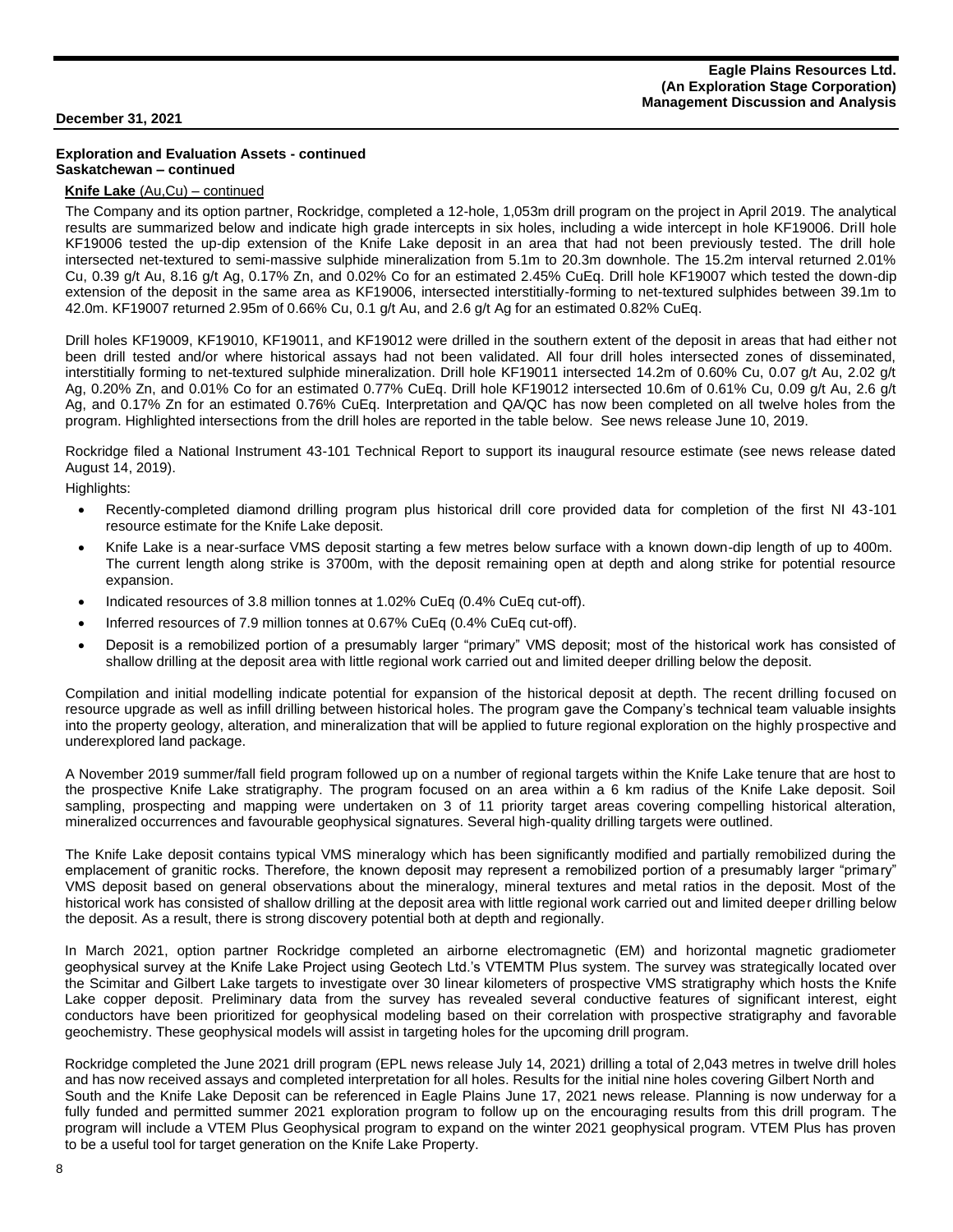## Exploration and Evaluation Assets - continued
### Saskatchewan – continued

**Knife Lake** (Au,Cu) – continued

The Company and its option partner, Rockridge, completed a 12-hole, 1,053m drill program on the project in April 2019. The analytical results are summarized below and indicate high grade intercepts in six holes, including a wide intercept in hole KF19006. Drill hole KF19006 tested the up-dip extension of the Knife Lake deposit in an area that had not been previously tested. The drill hole intersected net-textured to semi-massive sulphide mineralization from 5.1m to 20.3m downhole. The 15.2m interval returned 2.01% Cu, 0.39 g/t Au, 8.16 g/t Ag, 0.17% Zn, and 0.02% Co for an estimated 2.45% CuEq. Drill hole KF19007 which tested the down-dip extension of the deposit in the same area as KF19006, intersected interstitially-forming to net-textured sulphides between 39.1m to 42.0m. KF19007 returned 2.95m of 0.66% Cu, 0.1 g/t Au, and 2.6 g/t Ag for an estimated 0.82% CuEq.

Drill holes KF19009, KF19010, KF19011, and KF19012 were drilled in the southern extent of the deposit in areas that had either not been drill tested and/or where historical assays had not been validated. All four drill holes intersected zones of disseminated, interstitially forming to net-textured sulphide mineralization. Drill hole KF19011 intersected 14.2m of 0.60% Cu, 0.07 g/t Au, 2.02 g/t Ag, 0.20% Zn, and 0.01% Co for an estimated 0.77% CuEq. Drill hole KF19012 intersected 10.6m of 0.61% Cu, 0.09 g/t Au, 2.6 g/t Ag, and 0.17% Zn for an estimated 0.76% CuEq. Interpretation and QA/QC has now been completed on all twelve holes from the program. Highlighted intersections from the drill holes are reported in the table below. See news release June 10, 2019.

Rockridge filed a National Instrument 43-101 Technical Report to support its inaugural resource estimate (see news release dated August 14, 2019).

Highlights:

- Recently-completed diamond drilling program plus historical drill core provided data for completion of the first NI 43-101 resource estimate for the Knife Lake deposit.
- Knife Lake is a near-surface VMS deposit starting a few metres below surface with a known down-dip length of up to 400m. The current length along strike is 3700m, with the deposit remaining open at depth and along strike for potential resource expansion.
- Indicated resources of 3.8 million tonnes at 1.02% CuEq (0.4% CuEq cut-off).
- Inferred resources of 7.9 million tonnes at 0.67% CuEq (0.4% CuEq cut-off).
- Deposit is a remobilized portion of a presumably larger "primary" VMS deposit; most of the historical work has consisted of shallow drilling at the deposit area with little regional work carried out and limited deeper drilling below the deposit.

Compilation and initial modelling indicate potential for expansion of the historical deposit at depth. The recent drilling focused on resource upgrade as well as infill drilling between historical holes. The program gave the Company's technical team valuable insights into the property geology, alteration, and mineralization that will be applied to future regional exploration on the highly prospective and underexplored land package.

A November 2019 summer/fall field program followed up on a number of regional targets within the Knife Lake tenure that are host to the prospective Knife Lake stratigraphy. The program focused on an area within a 6 km radius of the Knife Lake deposit. Soil sampling, prospecting and mapping were undertaken on 3 of 11 priority target areas covering compelling historical alteration, mineralized occurrences and favourable geophysical signatures. Several high-quality drilling targets were outlined.

The Knife Lake deposit contains typical VMS mineralogy which has been significantly modified and partially remobilized during the emplacement of granitic rocks. Therefore, the known deposit may represent a remobilized portion of a presumably larger "primary" VMS deposit based on general observations about the mineralogy, mineral textures and metal ratios in the deposit. Most of the historical work has consisted of shallow drilling at the deposit area with little regional work carried out and limited deeper drilling below the deposit. As a result, there is strong discovery potential both at depth and regionally.

In March 2021, option partner Rockridge completed an airborne electromagnetic (EM) and horizontal magnetic gradiometer geophysical survey at the Knife Lake Project using Geotech Ltd.'s VTEMTM Plus system. The survey was strategically located over the Scimitar and Gilbert Lake targets to investigate over 30 linear kilometers of prospective VMS stratigraphy which hosts the Knife Lake copper deposit. Preliminary data from the survey has revealed several conductive features of significant interest, eight conductors have been prioritized for geophysical modeling based on their correlation with prospective stratigraphy and favorable geochemistry. These geophysical models will assist in targeting holes for the upcoming drill program.

Rockridge completed the June 2021 drill program (EPL news release July 14, 2021) drilling a total of 2,043 metres in twelve drill holes and has now received assays and completed interpretation for all holes. Results for the initial nine holes covering Gilbert North and South and the Knife Lake Deposit can be referenced in Eagle Plains June 17, 2021 news release. Planning is now underway for a fully funded and permitted summer 2021 exploration program to follow up on the encouraging results from this drill program. The program will include a VTEM Plus Geophysical program to expand on the winter 2021 geophysical program. VTEM Plus has proven to be a useful tool for target generation on the Knife Lake Property.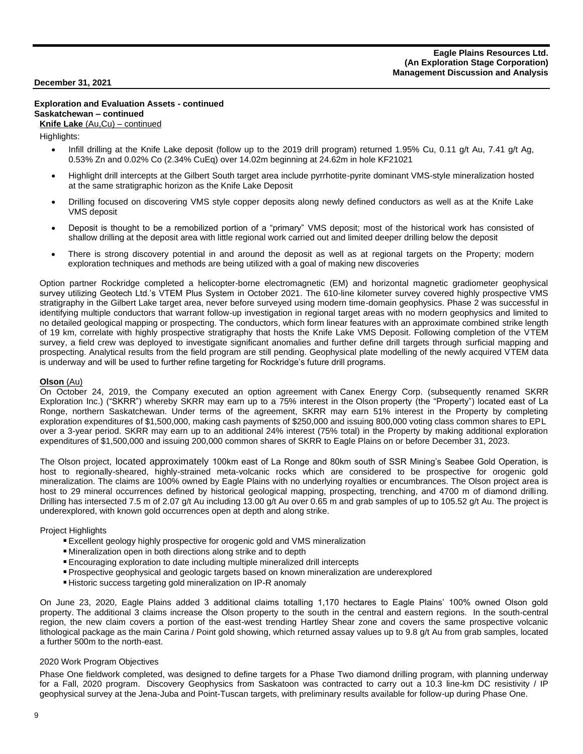**Exploration and Evaluation Assets - continued**
**Saskatchewan – continued**
**Knife Lake** (Au,Cu) – continued

Highlights:

- Infill drilling at the Knife Lake deposit (follow up to the 2019 drill program) returned 1.95% Cu, 0.11 g/t Au, 7.41 g/t Ag, 0.53% Zn and 0.02% Co (2.34% CuEq) over 14.02m beginning at 24.62m in hole KF21021
- Highlight drill intercepts at the Gilbert South target area include pyrrhotite-pyrite dominant VMS-style mineralization hosted at the same stratigraphic horizon as the Knife Lake Deposit
- Drilling focused on discovering VMS style copper deposits along newly defined conductors as well as at the Knife Lake VMS deposit
- Deposit is thought to be a remobilized portion of a "primary" VMS deposit; most of the historical work has consisted of shallow drilling at the deposit area with little regional work carried out and limited deeper drilling below the deposit
- There is strong discovery potential in and around the deposit as well as at regional targets on the Property; modern exploration techniques and methods are being utilized with a goal of making new discoveries

Option partner Rockridge completed a helicopter-borne electromagnetic (EM) and horizontal magnetic gradiometer geophysical survey utilizing Geotech Ltd.'s VTEM Plus System in October 2021. The 610-line kilometer survey covered highly prospective VMS stratigraphy in the Gilbert Lake target area, never before surveyed using modern time-domain geophysics. Phase 2 was successful in identifying multiple conductors that warrant follow-up investigation in regional target areas with no modern geophysics and limited to no detailed geological mapping or prospecting. The conductors, which form linear features with an approximate combined strike length of 19 km, correlate with highly prospective stratigraphy that hosts the Knife Lake VMS Deposit. Following completion of the VTEM survey, a field crew was deployed to investigate significant anomalies and further define drill targets through surficial mapping and prospecting. Analytical results from the field program are still pending. Geophysical plate modelling of the newly acquired VTEM data is underway and will be used to further refine targeting for Rockridge's future drill programs.

**Olson** (Au)

On October 24, 2019, the Company executed an option agreement with Canex Energy Corp. (subsequently renamed SKRR Exploration Inc.) ("SKRR") whereby SKRR may earn up to a 75% interest in the Olson property (the "Property") located east of La Ronge, northern Saskatchewan. Under terms of the agreement, SKRR may earn 51% interest in the Property by completing exploration expenditures of $1,500,000, making cash payments of $250,000 and issuing 800,000 voting class common shares to EPL over a 3-year period. SKRR may earn up to an additional 24% interest (75% total) in the Property by making additional exploration expenditures of $1,500,000 and issuing 200,000 common shares of SKRR to Eagle Plains on or before December 31, 2023.

The Olson project, located approximately 100km east of La Ronge and 80km south of SSR Mining's Seabee Gold Operation, is host to regionally-sheared, highly-strained meta-volcanic rocks which are considered to be prospective for orogenic gold mineralization. The claims are 100% owned by Eagle Plains with no underlying royalties or encumbrances. The Olson project area is host to 29 mineral occurrences defined by historical geological mapping, prospecting, trenching, and 4700 m of diamond drilling. Drilling has intersected 7.5 m of 2.07 g/t Au including 13.00 g/t Au over 0.65 m and grab samples of up to 105.52 g/t Au. The project is underexplored, with known gold occurrences open at depth and along strike.

Project Highlights

- Excellent geology highly prospective for orogenic gold and VMS mineralization
- Mineralization open in both directions along strike and to depth
- Encouraging exploration to date including multiple mineralized drill intercepts
- Prospective geophysical and geologic targets based on known mineralization are underexplored
- Historic success targeting gold mineralization on IP-R anomaly

On June 23, 2020, Eagle Plains added 3 additional claims totalling 1,170 hectares to Eagle Plains' 100% owned Olson gold property. The additional 3 claims increase the Olson property to the south in the central and eastern regions. In the south-central region, the new claim covers a portion of the east-west trending Hartley Shear zone and covers the same prospective volcanic lithological package as the main Carina / Point gold showing, which returned assay values up to 9.8 g/t Au from grab samples, located a further 500m to the north-east.

2020 Work Program Objectives

Phase One fieldwork completed, was designed to define targets for a Phase Two diamond drilling program, with planning underway for a Fall, 2020 program. Discovery Geophysics from Saskatoon was contracted to carry out a 10.3 line-km DC resistivity / IP geophysical survey at the Jena-Juba and Point-Tuscan targets, with preliminary results available for follow-up during Phase One.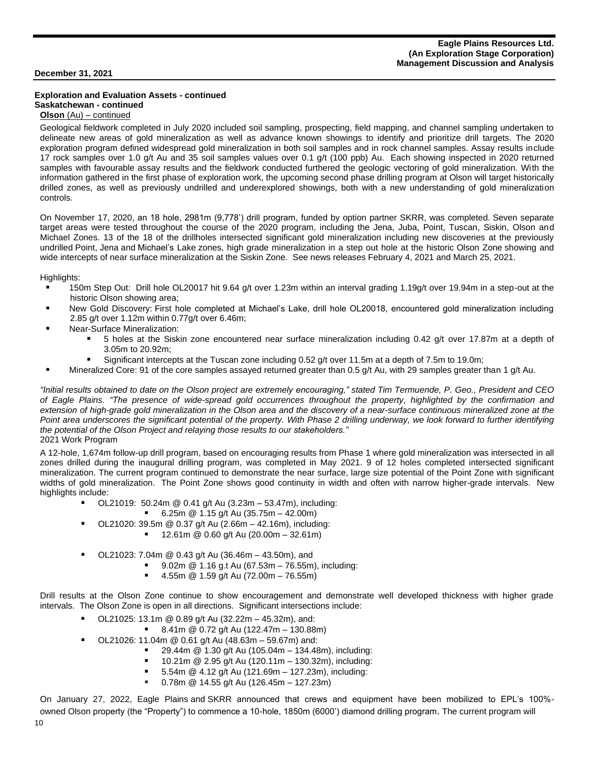## Exploration and Evaluation Assets - continued

### Saskatchewan - continued

**Olson** (Au) – continued

Geological fieldwork completed in July 2020 included soil sampling, prospecting, field mapping, and channel sampling undertaken to delineate new areas of gold mineralization as well as advance known showings to identify and prioritize drill targets. The 2020 exploration program defined widespread gold mineralization in both soil samples and in rock channel samples. Assay results include 17 rock samples over 1.0 g/t Au and 35 soil samples values over 0.1 g/t (100 ppb) Au. Each showing inspected in 2020 returned samples with favourable assay results and the fieldwork conducted furthered the geologic vectoring of gold mineralization. With the information gathered in the first phase of exploration work, the upcoming second phase drilling program at Olson will target historically drilled zones, as well as previously undrilled and underexplored showings, both with a new understanding of gold mineralization controls.

On November 17, 2020, an 18 hole, 2981m (9,778') drill program, funded by option partner SKRR, was completed. Seven separate target areas were tested throughout the course of the 2020 program, including the Jena, Juba, Point, Tuscan, Siskin, Olson and Michael Zones. 13 of the 18 of the drillholes intersected significant gold mineralization including new discoveries at the previously undrilled Point, Jena and Michael's Lake zones, high grade mineralization in a step out hole at the historic Olson Zone showing and wide intercepts of near surface mineralization at the Siskin Zone. See news releases February 4, 2021 and March 25, 2021.

Highlights:

- 150m Step Out: Drill hole OL20017 hit 9.64 g/t over 1.23m within an interval grading 1.19g/t over 19.94m in a step-out at the historic Olson showing area;
- New Gold Discovery: First hole completed at Michael's Lake, drill hole OL20018, encountered gold mineralization including 2.85 g/t over 1.12m within 0.77g/t over 6.46m;
- Near-Surface Mineralization:
  - 5 holes at the Siskin zone encountered near surface mineralization including 0.42 g/t over 17.87m at a depth of 3.05m to 20.92m;
  - Significant intercepts at the Tuscan zone including 0.52 g/t over 11.5m at a depth of 7.5m to 19.0m;
- Mineralized Core: 91 of the core samples assayed returned greater than 0.5 g/t Au, with 29 samples greater than 1 g/t Au.

*"Initial results obtained to date on the Olson project are extremely encouraging," stated Tim Termuende, P. Geo., President and CEO of Eagle Plains. "The presence of wide-spread gold occurrences throughout the property, highlighted by the confirmation and extension of high-grade gold mineralization in the Olson area and the discovery of a near-surface continuous mineralized zone at the Point area underscores the significant potential of the property. With Phase 2 drilling underway, we look forward to further identifying the potential of the Olson Project and relaying those results to our stakeholders."*

2021 Work Program

A 12-hole, 1,674m follow-up drill program, based on encouraging results from Phase 1 where gold mineralization was intersected in all zones drilled during the inaugural drilling program, was completed in May 2021. 9 of 12 holes completed intersected significant mineralization. The current program continued to demonstrate the near surface, large size potential of the Point Zone with significant widths of gold mineralization. The Point Zone shows good continuity in width and often with narrow higher-grade intervals. New highlights include:

- OL21019: 50.24m @ 0.41 g/t Au (3.23m – 53.47m), including:
  - 6.25m @ 1.15 g/t Au (35.75m – 42.00m)
- OL21020: 39.5m @ 0.37 g/t Au (2.66m – 42.16m), including:
  - 12.61m @ 0.60 g/t Au (20.00m – 32.61m)
- OL21023: 7.04m @ 0.43 g/t Au (36.46m – 43.50m), and
  - 9.02m @ 1.16 g.t Au (67.53m – 76.55m), including:
  - 4.55m @ 1.59 g/t Au (72.00m – 76.55m)

Drill results at the Olson Zone continue to show encouragement and demonstrate well developed thickness with higher grade intervals. The Olson Zone is open in all directions. Significant intersections include:

- OL21025: 13.1m @ 0.89 g/t Au (32.22m – 45.32m), and:
  - 8.41m @ 0.72 g/t Au (122.47m – 130.88m)
- OL21026: 11.04m @ 0.61 g/t Au (48.63m – 59.67m) and:
  - 29.44m @ 1.30 g/t Au (105.04m – 134.48m), including:
  - 10.21m @ 2.95 g/t Au (120.11m – 130.32m), including:
  - 5.54m @ 4.12 g/t Au (121.69m – 127.23m), including:
  - 0.78m @ 14.55 g/t Au (126.45m – 127.23m)

On January 27, 2022, Eagle Plains and SKRR announced that crews and equipment have been mobilized to EPL's 100%-owned Olson property (the "Property") to commence a 10-hole, 1850m (6000') diamond drilling program. The current program will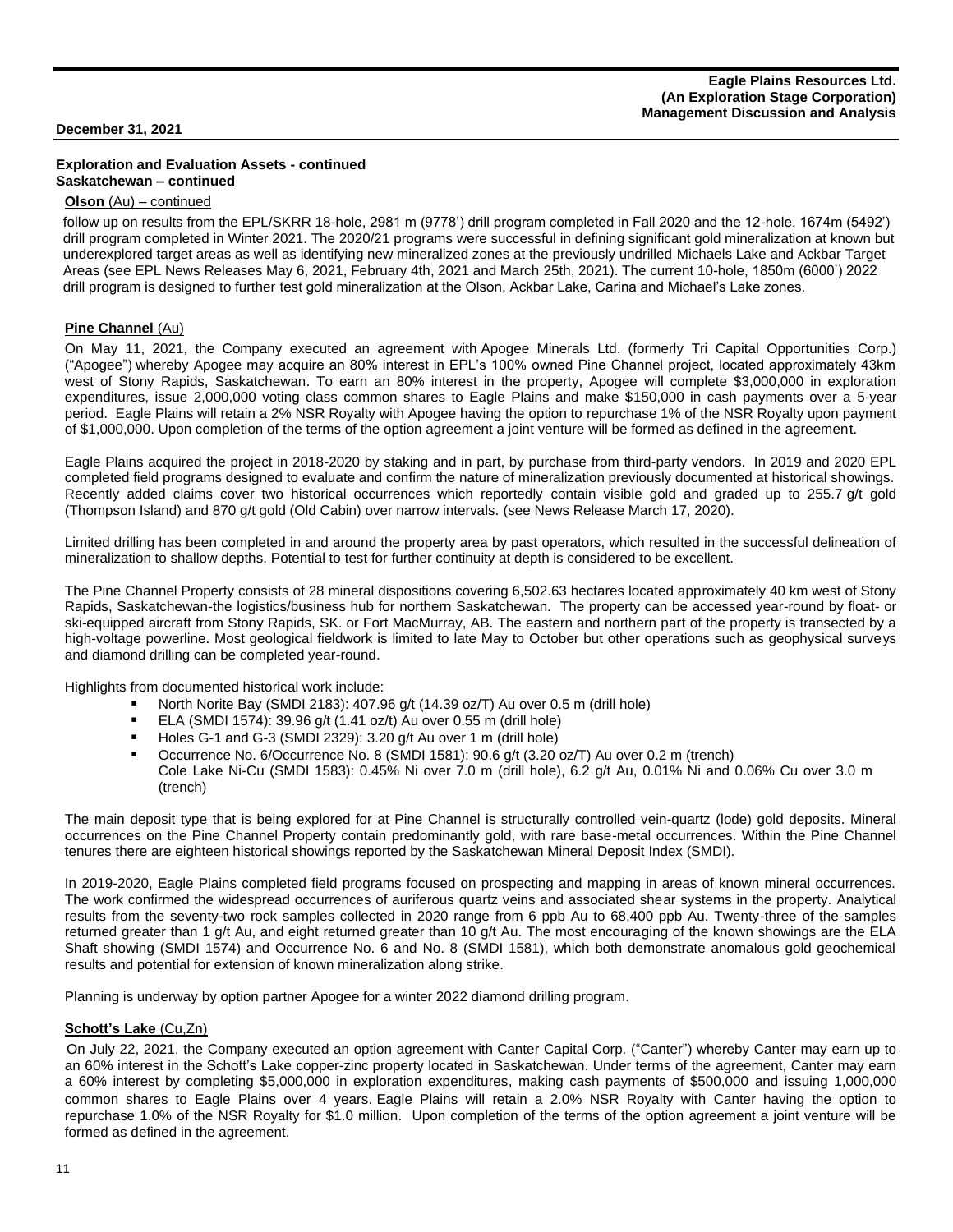**Exploration and Evaluation Assets - continued**
**Saskatchewan – continued**

**Olson** (Au) – continued

follow up on results from the EPL/SKRR 18-hole, 2981 m (9778') drill program completed in Fall 2020 and the 12-hole, 1674m (5492') drill program completed in Winter 2021. The 2020/21 programs were successful in defining significant gold mineralization at known but underexplored target areas as well as identifying new mineralized zones at the previously undrilled Michaels Lake and Ackbar Target Areas (see EPL News Releases May 6, 2021, February 4th, 2021 and March 25th, 2021). The current 10-hole, 1850m (6000') 2022 drill program is designed to further test gold mineralization at the Olson, Ackbar Lake, Carina and Michael's Lake zones.

**Pine Channel** (Au)

On May 11, 2021, the Company executed an agreement with Apogee Minerals Ltd. (formerly Tri Capital Opportunities Corp.) ("Apogee") whereby Apogee may acquire an 80% interest in EPL's 100% owned Pine Channel project, located approximately 43km west of Stony Rapids, Saskatchewan. To earn an 80% interest in the property, Apogee will complete $3,000,000 in exploration expenditures, issue 2,000,000 voting class common shares to Eagle Plains and make $150,000 in cash payments over a 5-year period. Eagle Plains will retain a 2% NSR Royalty with Apogee having the option to repurchase 1% of the NSR Royalty upon payment of $1,000,000. Upon completion of the terms of the option agreement a joint venture will be formed as defined in the agreement.

Eagle Plains acquired the project in 2018-2020 by staking and in part, by purchase from third-party vendors. In 2019 and 2020 EPL completed field programs designed to evaluate and confirm the nature of mineralization previously documented at historical showings. Recently added claims cover two historical occurrences which reportedly contain visible gold and graded up to 255.7 g/t gold (Thompson Island) and 870 g/t gold (Old Cabin) over narrow intervals. (see News Release March 17, 2020).

Limited drilling has been completed in and around the property area by past operators, which resulted in the successful delineation of mineralization to shallow depths. Potential to test for further continuity at depth is considered to be excellent.

The Pine Channel Property consists of 28 mineral dispositions covering 6,502.63 hectares located approximately 40 km west of Stony Rapids, Saskatchewan-the logistics/business hub for northern Saskatchewan. The property can be accessed year-round by float- or ski-equipped aircraft from Stony Rapids, SK. or Fort MacMurray, AB. The eastern and northern part of the property is transected by a high-voltage powerline. Most geological fieldwork is limited to late May to October but other operations such as geophysical surveys and diamond drilling can be completed year-round.

Highlights from documented historical work include:

- North Norite Bay (SMDI 2183): 407.96 g/t (14.39 oz/T) Au over 0.5 m (drill hole)
- ELA (SMDI 1574): 39.96 g/t (1.41 oz/t) Au over 0.55 m (drill hole)
- Holes G-1 and G-3 (SMDI 2329): 3.20 g/t Au over 1 m (drill hole)
- Occurrence No. 6/Occurrence No. 8 (SMDI 1581): 90.6 g/t (3.20 oz/T) Au over 0.2 m (trench)
  Cole Lake Ni-Cu (SMDI 1583): 0.45% Ni over 7.0 m (drill hole), 6.2 g/t Au, 0.01% Ni and 0.06% Cu over 3.0 m (trench)

The main deposit type that is being explored for at Pine Channel is structurally controlled vein-quartz (lode) gold deposits. Mineral occurrences on the Pine Channel Property contain predominantly gold, with rare base-metal occurrences. Within the Pine Channel tenures there are eighteen historical showings reported by the Saskatchewan Mineral Deposit Index (SMDI).

In 2019-2020, Eagle Plains completed field programs focused on prospecting and mapping in areas of known mineral occurrences. The work confirmed the widespread occurrences of auriferous quartz veins and associated shear systems in the property. Analytical results from the seventy-two rock samples collected in 2020 range from 6 ppb Au to 68,400 ppb Au. Twenty-three of the samples returned greater than 1 g/t Au, and eight returned greater than 10 g/t Au. The most encouraging of the known showings are the ELA Shaft showing (SMDI 1574) and Occurrence No. 6 and No. 8 (SMDI 1581), which both demonstrate anomalous gold geochemical results and potential for extension of known mineralization along strike.

Planning is underway by option partner Apogee for a winter 2022 diamond drilling program.

**Schott's Lake** (Cu,Zn)

On July 22, 2021, the Company executed an option agreement with Canter Capital Corp. ("Canter") whereby Canter may earn up to an 60% interest in the Schott's Lake copper-zinc property located in Saskatchewan. Under terms of the agreement, Canter may earn a 60% interest by completing $5,000,000 in exploration expenditures, making cash payments of $500,000 and issuing 1,000,000 common shares to Eagle Plains over 4 years. Eagle Plains will retain a 2.0% NSR Royalty with Canter having the option to repurchase 1.0% of the NSR Royalty for $1.0 million. Upon completion of the terms of the option agreement a joint venture will be formed as defined in the agreement.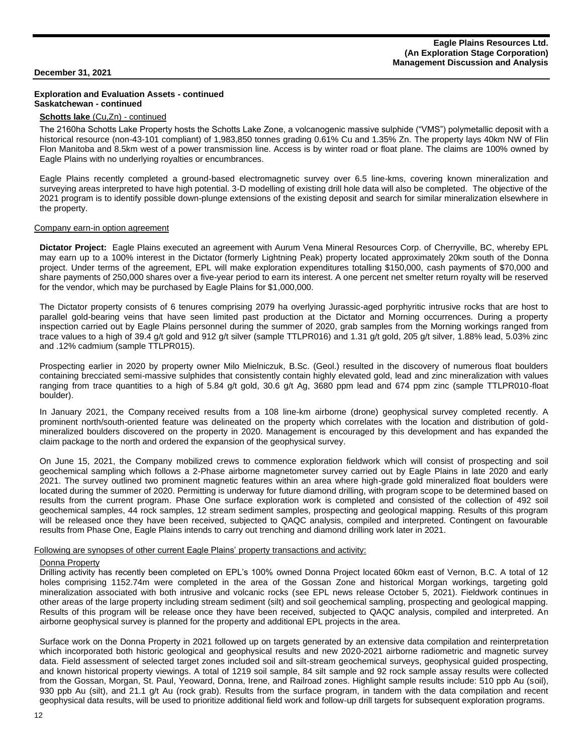**Exploration and Evaluation Assets - continued**
**Saskatchewan - continued**

**Schotts lake** (Cu,Zn) - continued

The 2160ha Schotts Lake Property hosts the Schotts Lake Zone, a volcanogenic massive sulphide ("VMS") polymetallic deposit with a historical resource (non-43-101 compliant) of 1,983,850 tonnes grading 0.61% Cu and 1.35% Zn. The property lays 40km NW of Flin Flon Manitoba and 8.5km west of a power transmission line. Access is by winter road or float plane. The claims are 100% owned by Eagle Plains with no underlying royalties or encumbrances.

Eagle Plains recently completed a ground-based electromagnetic survey over 6.5 line-kms, covering known mineralization and surveying areas interpreted to have high potential. 3-D modelling of existing drill hole data will also be completed. The objective of the 2021 program is to identify possible down-plunge extensions of the existing deposit and search for similar mineralization elsewhere in the property.

Company earn-in option agreement

**Dictator Project:** Eagle Plains executed an agreement with Aurum Vena Mineral Resources Corp. of Cherryville, BC, whereby EPL may earn up to a 100% interest in the Dictator (formerly Lightning Peak) property located approximately 20km south of the Donna project. Under terms of the agreement, EPL will make exploration expenditures totalling \$150,000, cash payments of \$70,000 and share payments of 250,000 shares over a five-year period to earn its interest. A one percent net smelter return royalty will be reserved for the vendor, which may be purchased by Eagle Plains for \$1,000,000.

The Dictator property consists of 6 tenures comprising 2079 ha overlying Jurassic-aged porphyritic intrusive rocks that are host to parallel gold-bearing veins that have seen limited past production at the Dictator and Morning occurrences. During a property inspection carried out by Eagle Plains personnel during the summer of 2020, grab samples from the Morning workings ranged from trace values to a high of 39.4 g/t gold and 912 g/t silver (sample TTLPR016) and 1.31 g/t gold, 205 g/t silver, 1.88% lead, 5.03% zinc and .12% cadmium (sample TTLPR015).

Prospecting earlier in 2020 by property owner Milo Mielniczuk, B.Sc. (Geol.) resulted in the discovery of numerous float boulders containing brecciated semi-massive sulphides that consistently contain highly elevated gold, lead and zinc mineralization with values ranging from trace quantities to a high of 5.84 g/t gold, 30.6 g/t Ag, 3680 ppm lead and 674 ppm zinc (sample TTLPR010-float boulder).

In January 2021, the Company received results from a 108 line-km airborne (drone) geophysical survey completed recently. A prominent north/south-oriented feature was delineated on the property which correlates with the location and distribution of gold-mineralized boulders discovered on the property in 2020. Management is encouraged by this development and has expanded the claim package to the north and ordered the expansion of the geophysical survey.

On June 15, 2021, the Company mobilized crews to commence exploration fieldwork which will consist of prospecting and soil geochemical sampling which follows a 2-Phase airborne magnetometer survey carried out by Eagle Plains in late 2020 and early 2021. The survey outlined two prominent magnetic features within an area where high-grade gold mineralized float boulders were located during the summer of 2020. Permitting is underway for future diamond drilling, with program scope to be determined based on results from the current program. Phase One surface exploration work is completed and consisted of the collection of 492 soil geochemical samples, 44 rock samples, 12 stream sediment samples, prospecting and geological mapping. Results of this program will be released once they have been received, subjected to QAQC analysis, compiled and interpreted. Contingent on favourable results from Phase One, Eagle Plains intends to carry out trenching and diamond drilling work later in 2021.

Following are synopses of other current Eagle Plains' property transactions and activity:

Donna Property

Drilling activity has recently been completed on EPL's 100% owned Donna Project located 60km east of Vernon, B.C. A total of 12 holes comprising 1152.74m were completed in the area of the Gossan Zone and historical Morgan workings, targeting gold mineralization associated with both intrusive and volcanic rocks (see EPL news release October 5, 2021). Fieldwork continues in other areas of the large property including stream sediment (silt) and soil geochemical sampling, prospecting and geological mapping. Results of this program will be release once they have been received, subjected to QAQC analysis, compiled and interpreted. An airborne geophysical survey is planned for the property and additional EPL projects in the area.

Surface work on the Donna Property in 2021 followed up on targets generated by an extensive data compilation and reinterpretation which incorporated both historic geological and geophysical results and new 2020-2021 airborne radiometric and magnetic survey data. Field assessment of selected target zones included soil and silt-stream geochemical surveys, geophysical guided prospecting, and known historical property viewings. A total of 1219 soil sample, 84 silt sample and 92 rock sample assay results were collected from the Gossan, Morgan, St. Paul, Yeoward, Donna, Irene, and Railroad zones. Highlight sample results include: 510 ppb Au (soil), 930 ppb Au (silt), and 21.1 g/t Au (rock grab). Results from the surface program, in tandem with the data compilation and recent geophysical data results, will be used to prioritize additional field work and follow-up drill targets for subsequent exploration programs.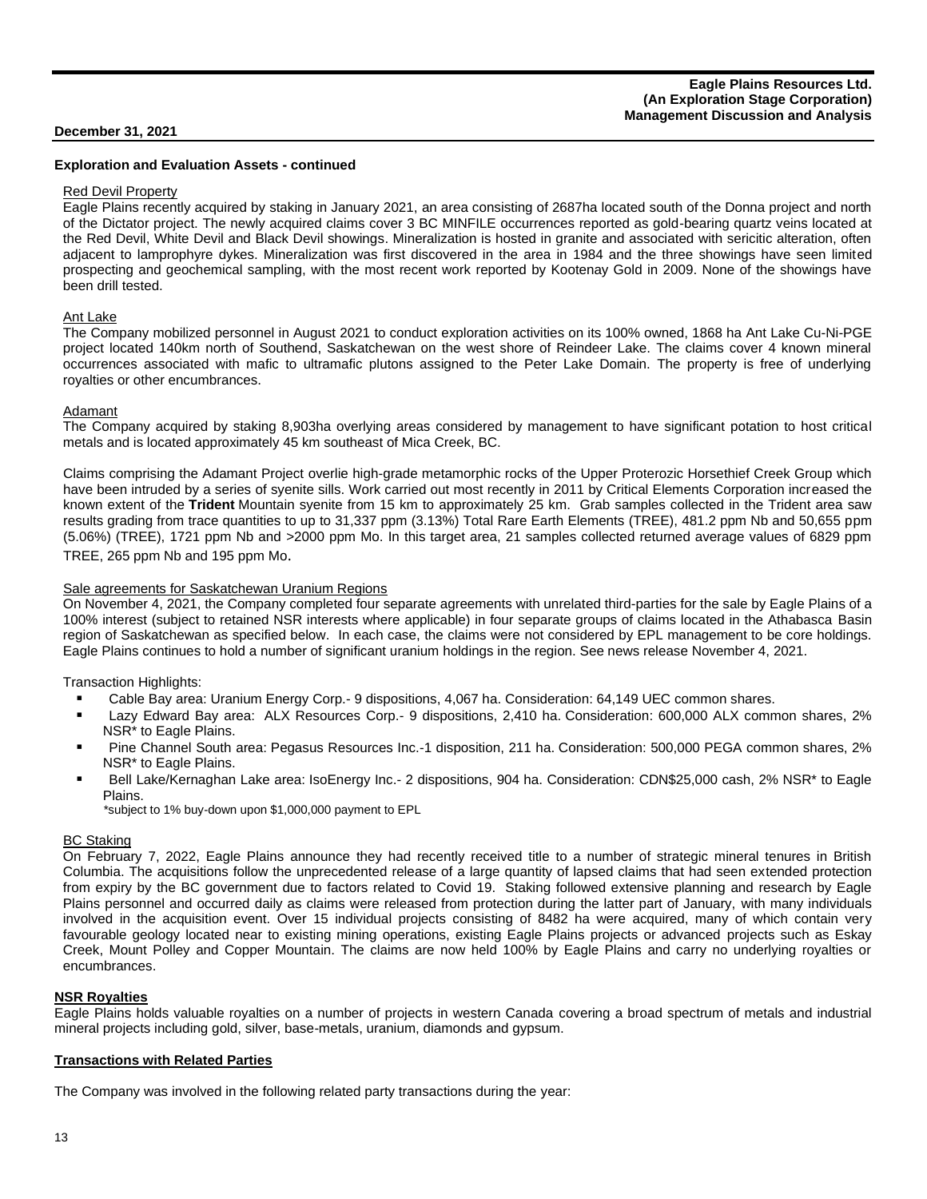**Exploration and Evaluation Assets - continued**

Red Devil Property

Eagle Plains recently acquired by staking in January 2021, an area consisting of 2687ha located south of the Donna project and north of the Dictator project. The newly acquired claims cover 3 BC MINFILE occurrences reported as gold-bearing quartz veins located at the Red Devil, White Devil and Black Devil showings. Mineralization is hosted in granite and associated with sericitic alteration, often adjacent to lamprophyre dykes. Mineralization was first discovered in the area in 1984 and the three showings have seen limited prospecting and geochemical sampling, with the most recent work reported by Kootenay Gold in 2009. None of the showings have been drill tested.

Ant Lake

The Company mobilized personnel in August 2021 to conduct exploration activities on its 100% owned, 1868 ha Ant Lake Cu-Ni-PGE project located 140km north of Southend, Saskatchewan on the west shore of Reindeer Lake. The claims cover 4 known mineral occurrences associated with mafic to ultramafic plutons assigned to the Peter Lake Domain. The property is free of underlying royalties or other encumbrances.

Adamant

The Company acquired by staking 8,903ha overlying areas considered by management to have significant potation to host critical metals and is located approximately 45 km southeast of Mica Creek, BC.

Claims comprising the Adamant Project overlie high-grade metamorphic rocks of the Upper Proterozic Horsethief Creek Group which have been intruded by a series of syenite sills. Work carried out most recently in 2011 by Critical Elements Corporation increased the known extent of the **Trident** Mountain syenite from 15 km to approximately 25 km. Grab samples collected in the Trident area saw results grading from trace quantities to up to 31,337 ppm (3.13%) Total Rare Earth Elements (TREE), 481.2 ppm Nb and 50,655 ppm (5.06%) (TREE), 1721 ppm Nb and >2000 ppm Mo. In this target area, 21 samples collected returned average values of 6829 ppm TREE, 265 ppm Nb and 195 ppm Mo.

Sale agreements for Saskatchewan Uranium Regions

On November 4, 2021, the Company completed four separate agreements with unrelated third-parties for the sale by Eagle Plains of a 100% interest (subject to retained NSR interests where applicable) in four separate groups of claims located in the Athabasca Basin region of Saskatchewan as specified below. In each case, the claims were not considered by EPL management to be core holdings. Eagle Plains continues to hold a number of significant uranium holdings in the region. See news release November 4, 2021.

Transaction Highlights:

- Cable Bay area: Uranium Energy Corp.- 9 dispositions, 4,067 ha. Consideration: 64,149 UEC common shares.
- Lazy Edward Bay area: ALX Resources Corp.- 9 dispositions, 2,410 ha. Consideration: 600,000 ALX common shares, 2% NSR* to Eagle Plains.
- Pine Channel South area: Pegasus Resources Inc.-1 disposition, 211 ha. Consideration: 500,000 PEGA common shares, 2% NSR* to Eagle Plains.
- Bell Lake/Kernaghan Lake area: IsoEnergy Inc.- 2 dispositions, 904 ha. Consideration: CDN$25,000 cash, 2% NSR* to Eagle Plains.

*subject to 1% buy-down upon $1,000,000 payment to EPL

BC Staking

On February 7, 2022, Eagle Plains announce they had recently received title to a number of strategic mineral tenures in British Columbia. The acquisitions follow the unprecedented release of a large quantity of lapsed claims that had seen extended protection from expiry by the BC government due to factors related to Covid 19. Staking followed extensive planning and research by Eagle Plains personnel and occurred daily as claims were released from protection during the latter part of January, with many individuals involved in the acquisition event. Over 15 individual projects consisting of 8482 ha were acquired, many of which contain very favourable geology located near to existing mining operations, existing Eagle Plains projects or advanced projects such as Eskay Creek, Mount Polley and Copper Mountain. The claims are now held 100% by Eagle Plains and carry no underlying royalties or encumbrances.

## NSR Royalties

Eagle Plains holds valuable royalties on a number of projects in western Canada covering a broad spectrum of metals and industrial mineral projects including gold, silver, base-metals, uranium, diamonds and gypsum.

## Transactions with Related Parties

The Company was involved in the following related party transactions during the year: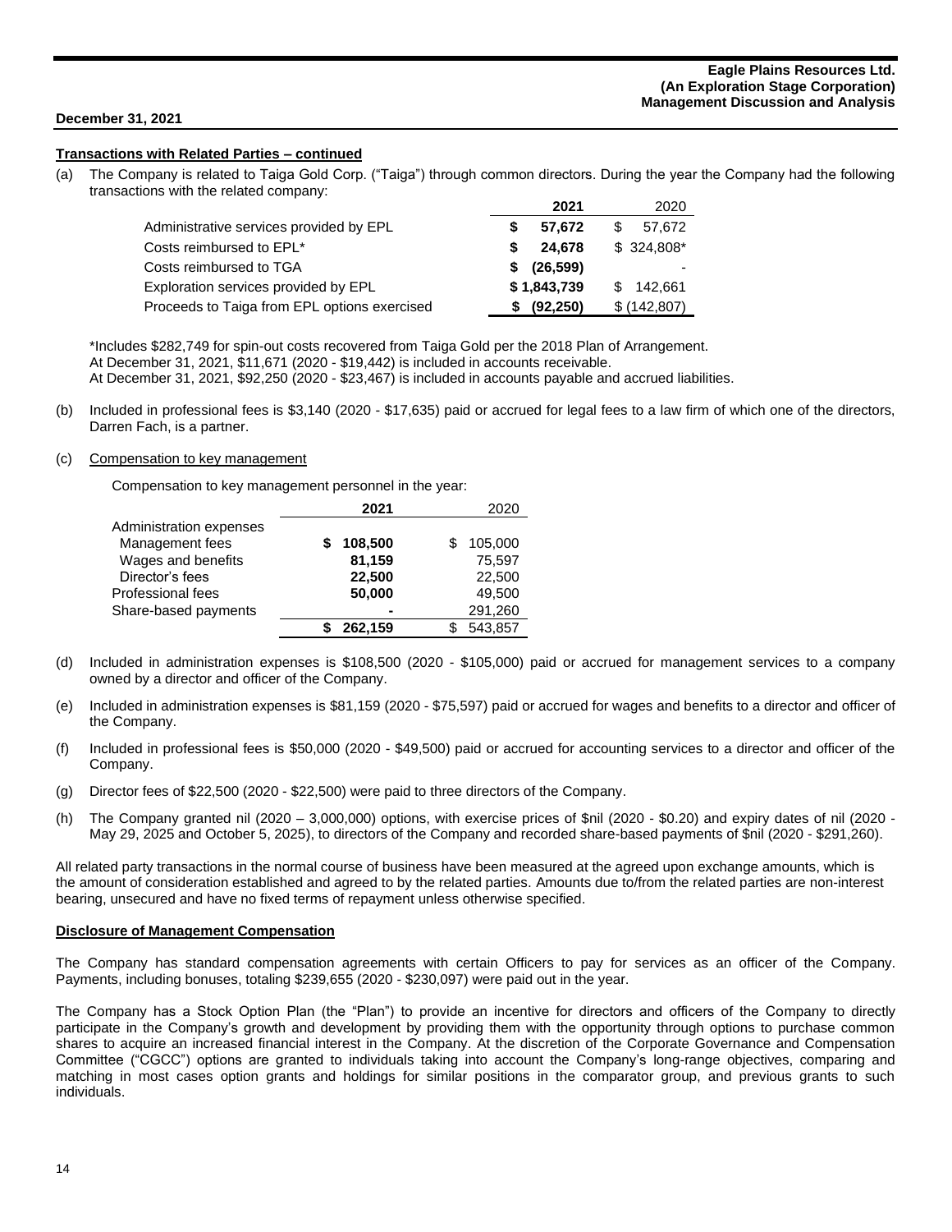## Transactions with Related Parties – continued

(a) The Company is related to Taiga Gold Corp. ("Taiga") through common directors. During the year the Company had the following transactions with the related company:

| | 2021 | 2020 |
|---|---|---|
| Administrative services provided by EPL | **$ 57,672** | $ 57,672 |
| Costs reimbursed to EPL* | **$ 24,678** | $ 324,808* |
| Costs reimbursed to TGA | **$ (26,599)** | - |
| Exploration services provided by EPL | **$ 1,843,739** | $ 142,661 |
| Proceeds to Taiga from EPL options exercised | **$ (92,250)** | $ (142,807) |

*Includes $282,749 for spin-out costs recovered from Taiga Gold per the 2018 Plan of Arrangement.
At December 31, 2021, $11,671 (2020 - $19,442) is included in accounts receivable.
At December 31, 2021, $92,250 (2020 - $23,467) is included in accounts payable and accrued liabilities.

(b) Included in professional fees is $3,140 (2020 - $17,635) paid or accrued for legal fees to a law firm of which one of the directors, Darren Fach, is a partner.

(c) Compensation to key management

Compensation to key management personnel in the year:

| | 2021 | 2020 |
|---|---|---|
| Administration expenses | | |
| Management fees | **$ 108,500** | $ 105,000 |
| Wages and benefits | **81,159** | 75,597 |
| Director's fees | **22,500** | 22,500 |
| Professional fees | **50,000** | 49,500 |
| Share-based payments | **-** | 291,260 |
| | **$ 262,159** | $ 543,857 |

(d) Included in administration expenses is $108,500 (2020 - $105,000) paid or accrued for management services to a company owned by a director and officer of the Company.

(e) Included in administration expenses is $81,159 (2020 - $75,597) paid or accrued for wages and benefits to a director and officer of the Company.

(f) Included in professional fees is $50,000 (2020 - $49,500) paid or accrued for accounting services to a director and officer of the Company.

(g) Director fees of $22,500 (2020 - $22,500) were paid to three directors of the Company.

(h) The Company granted nil (2020 – 3,000,000) options, with exercise prices of $nil (2020 - $0.20) and expiry dates of nil (2020 - May 29, 2025 and October 5, 2025), to directors of the Company and recorded share-based payments of $nil (2020 - $291,260).

All related party transactions in the normal course of business have been measured at the agreed upon exchange amounts, which is the amount of consideration established and agreed to by the related parties. Amounts due to/from the related parties are non-interest bearing, unsecured and have no fixed terms of repayment unless otherwise specified.

## Disclosure of Management Compensation

The Company has standard compensation agreements with certain Officers to pay for services as an officer of the Company. Payments, including bonuses, totaling $239,655 (2020 - $230,097) were paid out in the year.

The Company has a Stock Option Plan (the "Plan") to provide an incentive for directors and officers of the Company to directly participate in the Company's growth and development by providing them with the opportunity through options to purchase common shares to acquire an increased financial interest in the Company. At the discretion of the Corporate Governance and Compensation Committee ("CGCC") options are granted to individuals taking into account the Company's long-range objectives, comparing and matching in most cases option grants and holdings for similar positions in the comparator group, and previous grants to such individuals.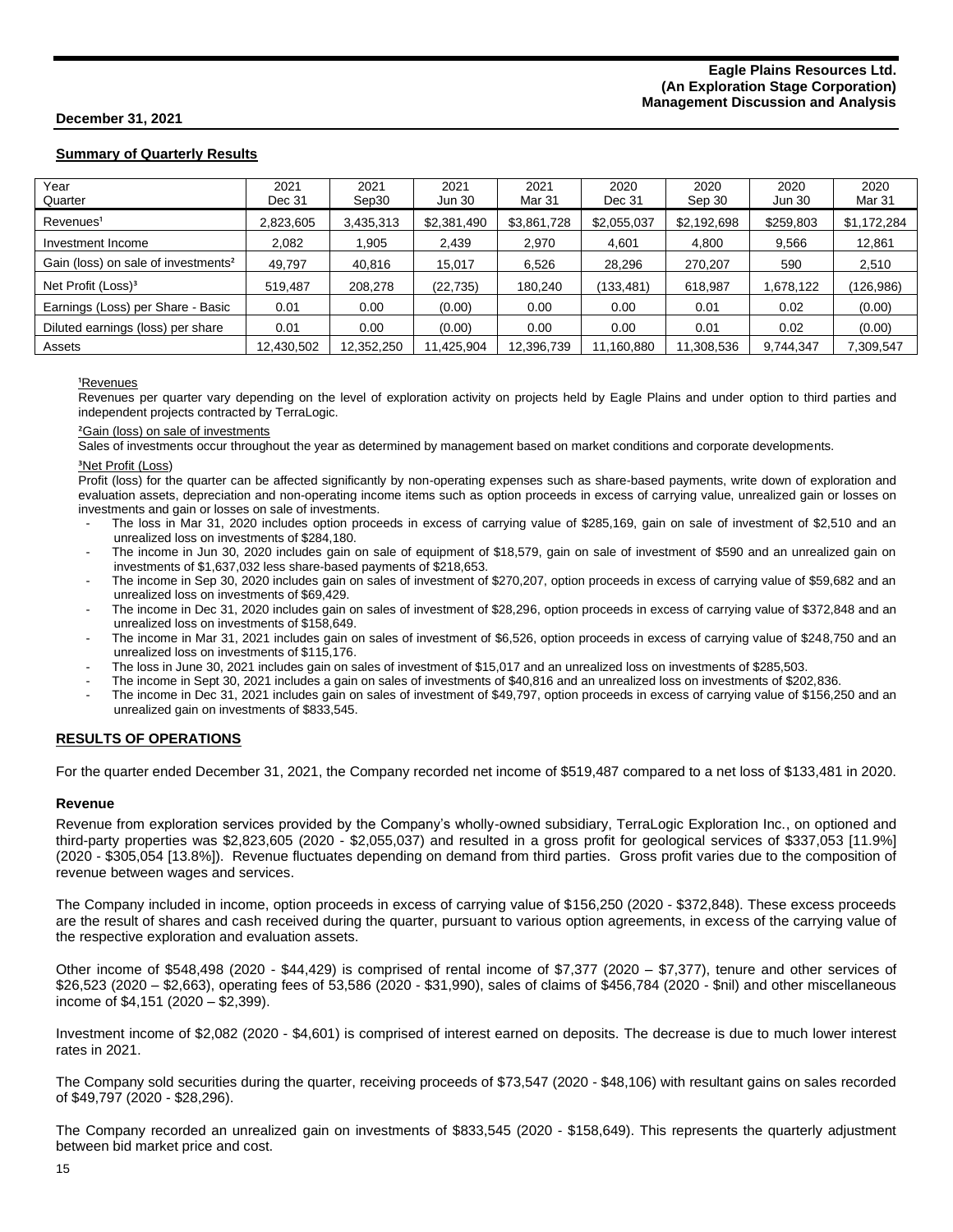**December 31, 2021**

## Summary of Quarterly Results

| Year<br>Quarter | 2021<br>Dec 31 | 2021<br>Sep30 | 2021<br>Jun 30 | 2021<br>Mar 31 | 2020<br>Dec 31 | 2020<br>Sep 30 | 2020<br>Jun 30 | 2020<br>Mar 31 |
|---|---|---|---|---|---|---|---|---|
| Revenues[1] | 2,823,605 | 3,435,313 | $2,381,490 | $3,861,728 | $2,055,037 | $2,192,698 | $259,803 | $1,172,284 |
| Investment Income | 2,082 | 1,905 | 2,439 | 2,970 | 4,601 | 4,800 | 9,566 | 12,861 |
| Gain (loss) on sale of investments[2] | 49,797 | 40,816 | 15,017 | 6,526 | 28,296 | 270,207 | 590 | 2,510 |
| Net Profit (Loss)[3] | 519,487 | 208,278 | (22,735) | 180,240 | (133,481) | 618,987 | 1,678,122 | (126,986) |
| Earnings (Loss) per Share - Basic | 0.01 | 0.00 | (0.00) | 0.00 | 0.00 | 0.01 | 0.02 | (0.00) |
| Diluted earnings (loss) per share | 0.01 | 0.00 | (0.00) | 0.00 | 0.00 | 0.01 | 0.02 | (0.00) |
| Assets | 12,430,502 | 12,352,250 | 11,425,904 | 12,396,739 | 11,160,880 | 11,308,536 | 9,744,347 | 7,309,547 |

[1]Revenues

Revenues per quarter vary depending on the level of exploration activity on projects held by Eagle Plains and under option to third parties and independent projects contracted by TerraLogic.

[2]Gain (loss) on sale of investments

Sales of investments occur throughout the year as determined by management based on market conditions and corporate developments.

[3]Net Profit (Loss)

Profit (loss) for the quarter can be affected significantly by non-operating expenses such as share-based payments, write down of exploration and evaluation assets, depreciation and non-operating income items such as option proceeds in excess of carrying value, unrealized gain or losses on investments and gain or losses on sale of investments.

- The loss in Mar 31, 2020 includes option proceeds in excess of carrying value of $285,169, gain on sale of investment of $2,510 and an unrealized loss on investments of $284,180.
- The income in Jun 30, 2020 includes gain on sale of equipment of $18,579, gain on sale of investment of $590 and an unrealized gain on investments of $1,637,032 less share-based payments of $218,653.
- The income in Sep 30, 2020 includes gain on sales of investment of $270,207, option proceeds in excess of carrying value of $59,682 and an unrealized loss on investments of $69,429.
- The income in Dec 31, 2020 includes gain on sales of investment of $28,296, option proceeds in excess of carrying value of $372,848 and an unrealized loss on investments of $158,649.
- The income in Mar 31, 2021 includes gain on sales of investment of $6,526, option proceeds in excess of carrying value of $248,750 and an unrealized loss on investments of $115,176.
- The loss in June 30, 2021 includes gain on sales of investment of $15,017 and an unrealized loss on investments of $285,503.
- The income in Sept 30, 2021 includes a gain on sales of investments of $40,816 and an unrealized loss on investments of $202,836.
- The income in Dec 31, 2021 includes gain on sales of investment of $49,797, option proceeds in excess of carrying value of $156,250 and an unrealized gain on investments of $833,545.

## RESULTS OF OPERATIONS

For the quarter ended December 31, 2021, the Company recorded net income of $519,487 compared to a net loss of $133,481 in 2020.

### Revenue

Revenue from exploration services provided by the Company's wholly-owned subsidiary, TerraLogic Exploration Inc., on optioned and third-party properties was $2,823,605 (2020 - $2,055,037) and resulted in a gross profit for geological services of $337,053 [11.9%] (2020 - $305,054 [13.8%]). Revenue fluctuates depending on demand from third parties. Gross profit varies due to the composition of revenue between wages and services.

The Company included in income, option proceeds in excess of carrying value of $156,250 (2020 - $372,848). These excess proceeds are the result of shares and cash received during the quarter, pursuant to various option agreements, in excess of the carrying value of the respective exploration and evaluation assets.

Other income of $548,498 (2020 - $44,429) is comprised of rental income of $7,377 (2020 – $7,377), tenure and other services of $26,523 (2020 – $2,663), operating fees of 53,586 (2020 - $31,990), sales of claims of $456,784 (2020 - $nil) and other miscellaneous income of $4,151 (2020 – $2,399).

Investment income of $2,082 (2020 - $4,601) is comprised of interest earned on deposits. The decrease is due to much lower interest rates in 2021.

The Company sold securities during the quarter, receiving proceeds of $73,547 (2020 - $48,106) with resultant gains on sales recorded of $49,797 (2020 - $28,296).

The Company recorded an unrealized gain on investments of $833,545 (2020 - $158,649). This represents the quarterly adjustment between bid market price and cost.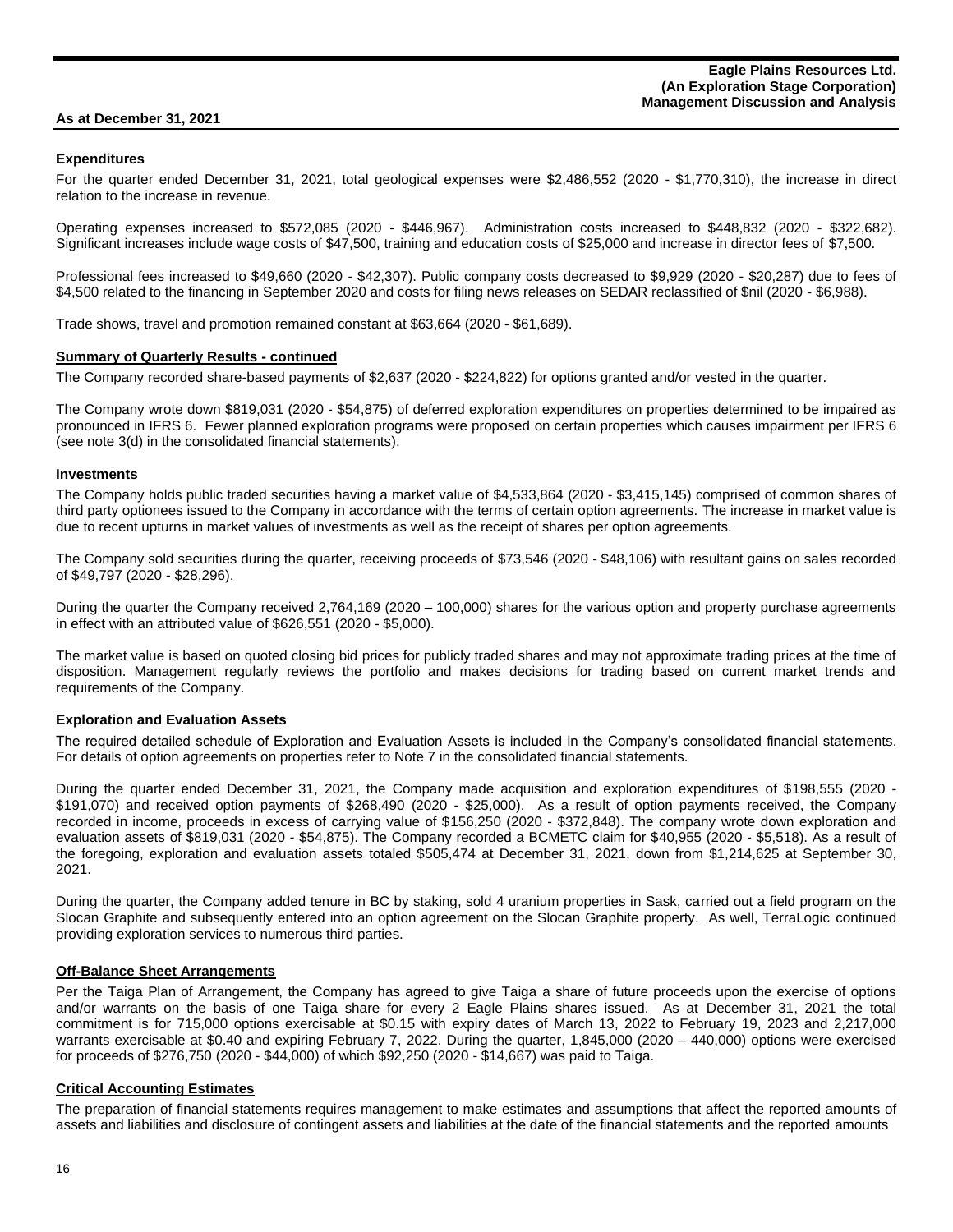**Expenditures**

For the quarter ended December 31, 2021, total geological expenses were $2,486,552 (2020 - $1,770,310), the increase in direct relation to the increase in revenue.

Operating expenses increased to $572,085 (2020 - $446,967). Administration costs increased to $448,832 (2020 - $322,682). Significant increases include wage costs of $47,500, training and education costs of $25,000 and increase in director fees of $7,500.

Professional fees increased to $49,660 (2020 - $42,307). Public company costs decreased to $9,929 (2020 - $20,287) due to fees of $4,500 related to the financing in September 2020 and costs for filing news releases on SEDAR reclassified of $nil (2020 - $6,988).

Trade shows, travel and promotion remained constant at $63,664 (2020 - $61,689).

## Summary of Quarterly Results - continued

The Company recorded share-based payments of $2,637 (2020 - $224,822) for options granted and/or vested in the quarter.

The Company wrote down $819,031 (2020 - $54,875) of deferred exploration expenditures on properties determined to be impaired as pronounced in IFRS 6. Fewer planned exploration programs were proposed on certain properties which causes impairment per IFRS 6 (see note 3(d) in the consolidated financial statements).

**Investments**

The Company holds public traded securities having a market value of $4,533,864 (2020 - $3,415,145) comprised of common shares of third party optionees issued to the Company in accordance with the terms of certain option agreements. The increase in market value is due to recent upturns in market values of investments as well as the receipt of shares per option agreements.

The Company sold securities during the quarter, receiving proceeds of $73,546 (2020 - $48,106) with resultant gains on sales recorded of $49,797 (2020 - $28,296).

During the quarter the Company received 2,764,169 (2020 – 100,000) shares for the various option and property purchase agreements in effect with an attributed value of $626,551 (2020 - $5,000).

The market value is based on quoted closing bid prices for publicly traded shares and may not approximate trading prices at the time of disposition. Management regularly reviews the portfolio and makes decisions for trading based on current market trends and requirements of the Company.

**Exploration and Evaluation Assets**

The required detailed schedule of Exploration and Evaluation Assets is included in the Company's consolidated financial statements. For details of option agreements on properties refer to Note 7 in the consolidated financial statements.

During the quarter ended December 31, 2021, the Company made acquisition and exploration expenditures of $198,555 (2020 - $191,070) and received option payments of $268,490 (2020 - $25,000). As a result of option payments received, the Company recorded in income, proceeds in excess of carrying value of $156,250 (2020 - $372,848). The company wrote down exploration and evaluation assets of $819,031 (2020 - $54,875). The Company recorded a BCMETC claim for $40,955 (2020 - $5,518). As a result of the foregoing, exploration and evaluation assets totaled $505,474 at December 31, 2021, down from $1,214,625 at September 30, 2021.

During the quarter, the Company added tenure in BC by staking, sold 4 uranium properties in Sask, carried out a field program on the Slocan Graphite and subsequently entered into an option agreement on the Slocan Graphite property. As well, TerraLogic continued providing exploration services to numerous third parties.

## Off-Balance Sheet Arrangements

Per the Taiga Plan of Arrangement, the Company has agreed to give Taiga a share of future proceeds upon the exercise of options and/or warrants on the basis of one Taiga share for every 2 Eagle Plains shares issued. As at December 31, 2021 the total commitment is for 715,000 options exercisable at $0.15 with expiry dates of March 13, 2022 to February 19, 2023 and 2,217,000 warrants exercisable at $0.40 and expiring February 7, 2022. During the quarter, 1,845,000 (2020 – 440,000) options were exercised for proceeds of $276,750 (2020 - $44,000) of which $92,250 (2020 - $14,667) was paid to Taiga.

## Critical Accounting Estimates

The preparation of financial statements requires management to make estimates and assumptions that affect the reported amounts of assets and liabilities and disclosure of contingent assets and liabilities at the date of the financial statements and the reported amounts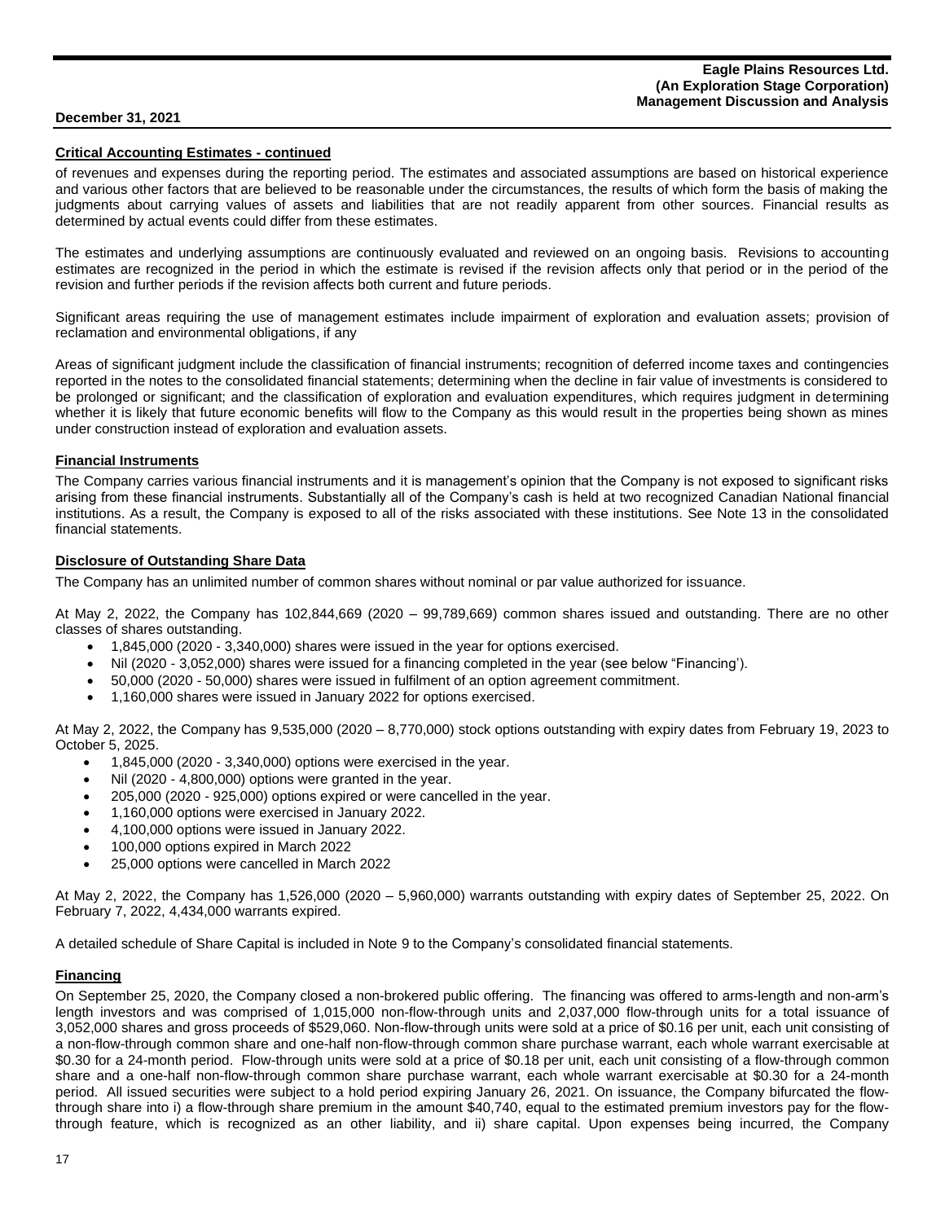## Critical Accounting Estimates - continued

of revenues and expenses during the reporting period. The estimates and associated assumptions are based on historical experience and various other factors that are believed to be reasonable under the circumstances, the results of which form the basis of making the judgments about carrying values of assets and liabilities that are not readily apparent from other sources. Financial results as determined by actual events could differ from these estimates.

The estimates and underlying assumptions are continuously evaluated and reviewed on an ongoing basis. Revisions to accounting estimates are recognized in the period in which the estimate is revised if the revision affects only that period or in the period of the revision and further periods if the revision affects both current and future periods.

Significant areas requiring the use of management estimates include impairment of exploration and evaluation assets; provision of reclamation and environmental obligations, if any

Areas of significant judgment include the classification of financial instruments; recognition of deferred income taxes and contingencies reported in the notes to the consolidated financial statements; determining when the decline in fair value of investments is considered to be prolonged or significant; and the classification of exploration and evaluation expenditures, which requires judgment in determining whether it is likely that future economic benefits will flow to the Company as this would result in the properties being shown as mines under construction instead of exploration and evaluation assets.

## Financial Instruments

The Company carries various financial instruments and it is management's opinion that the Company is not exposed to significant risks arising from these financial instruments. Substantially all of the Company's cash is held at two recognized Canadian National financial institutions. As a result, the Company is exposed to all of the risks associated with these institutions. See Note 13 in the consolidated financial statements.

## Disclosure of Outstanding Share Data

The Company has an unlimited number of common shares without nominal or par value authorized for issuance.

At May 2, 2022, the Company has 102,844,669 (2020 – 99,789,669) common shares issued and outstanding. There are no other classes of shares outstanding.

- 1,845,000 (2020 - 3,340,000) shares were issued in the year for options exercised.
- Nil (2020 - 3,052,000) shares were issued for a financing completed in the year (see below "Financing').
- 50,000 (2020 - 50,000) shares were issued in fulfilment of an option agreement commitment.
- 1,160,000 shares were issued in January 2022 for options exercised.

At May 2, 2022, the Company has 9,535,000 (2020 – 8,770,000) stock options outstanding with expiry dates from February 19, 2023 to October 5, 2025.

- 1,845,000 (2020 - 3,340,000) options were exercised in the year.
- Nil (2020 - 4,800,000) options were granted in the year.
- 205,000 (2020 - 925,000) options expired or were cancelled in the year.
- 1,160,000 options were exercised in January 2022.
- 4,100,000 options were issued in January 2022.
- 100,000 options expired in March 2022
- 25,000 options were cancelled in March 2022

At May 2, 2022, the Company has 1,526,000 (2020 – 5,960,000) warrants outstanding with expiry dates of September 25, 2022. On February 7, 2022, 4,434,000 warrants expired.

A detailed schedule of Share Capital is included in Note 9 to the Company's consolidated financial statements.

## Financing

On September 25, 2020, the Company closed a non-brokered public offering. The financing was offered to arms-length and non-arm's length investors and was comprised of 1,015,000 non-flow-through units and 2,037,000 flow-through units for a total issuance of 3,052,000 shares and gross proceeds of $529,060. Non-flow-through units were sold at a price of $0.16 per unit, each unit consisting of a non-flow-through common share and one-half non-flow-through common share purchase warrant, each whole warrant exercisable at $0.30 for a 24-month period. Flow-through units were sold at a price of $0.18 per unit, each unit consisting of a flow-through common share and a one-half non-flow-through common share purchase warrant, each whole warrant exercisable at $0.30 for a 24-month period. All issued securities were subject to a hold period expiring January 26, 2021. On issuance, the Company bifurcated the flow-through share into i) a flow-through share premium in the amount $40,740, equal to the estimated premium investors pay for the flow-through feature, which is recognized as an other liability, and ii) share capital. Upon expenses being incurred, the Company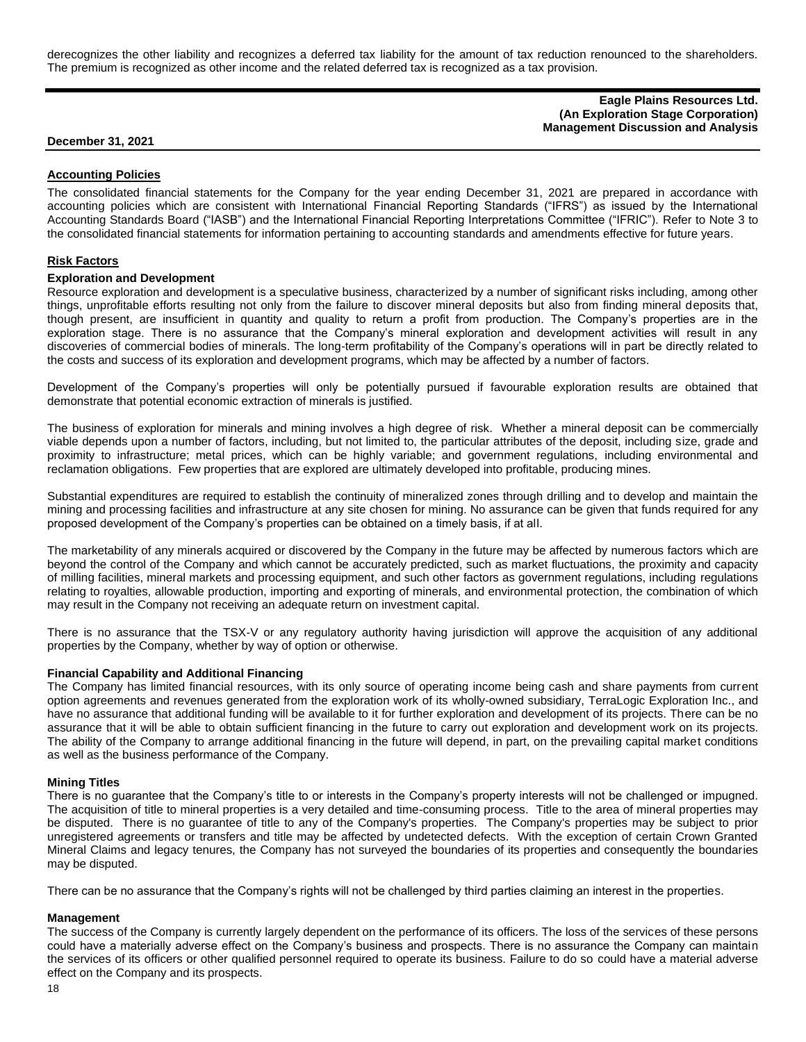derecognizes the other liability and recognizes a deferred tax liability for the amount of tax reduction renounced to the shareholders. The premium is recognized as other income and the related deferred tax is recognized as a tax provision.

## Accounting Policies

The consolidated financial statements for the Company for the year ending December 31, 2021 are prepared in accordance with accounting policies which are consistent with International Financial Reporting Standards ("IFRS") as issued by the International Accounting Standards Board ("IASB") and the International Financial Reporting Interpretations Committee ("IFRIC"). Refer to Note 3 to the consolidated financial statements for information pertaining to accounting standards and amendments effective for future years.

## Risk Factors

### Exploration and Development

Resource exploration and development is a speculative business, characterized by a number of significant risks including, among other things, unprofitable efforts resulting not only from the failure to discover mineral deposits but also from finding mineral deposits that, though present, are insufficient in quantity and quality to return a profit from production. The Company's properties are in the exploration stage. There is no assurance that the Company's mineral exploration and development activities will result in any discoveries of commercial bodies of minerals. The long-term profitability of the Company's operations will in part be directly related to the costs and success of its exploration and development programs, which may be affected by a number of factors.

Development of the Company's properties will only be potentially pursued if favourable exploration results are obtained that demonstrate that potential economic extraction of minerals is justified.

The business of exploration for minerals and mining involves a high degree of risk. Whether a mineral deposit can be commercially viable depends upon a number of factors, including, but not limited to, the particular attributes of the deposit, including size, grade and proximity to infrastructure; metal prices, which can be highly variable; and government regulations, including environmental and reclamation obligations. Few properties that are explored are ultimately developed into profitable, producing mines.

Substantial expenditures are required to establish the continuity of mineralized zones through drilling and to develop and maintain the mining and processing facilities and infrastructure at any site chosen for mining. No assurance can be given that funds required for any proposed development of the Company's properties can be obtained on a timely basis, if at all.

The marketability of any minerals acquired or discovered by the Company in the future may be affected by numerous factors which are beyond the control of the Company and which cannot be accurately predicted, such as market fluctuations, the proximity and capacity of milling facilities, mineral markets and processing equipment, and such other factors as government regulations, including regulations relating to royalties, allowable production, importing and exporting of minerals, and environmental protection, the combination of which may result in the Company not receiving an adequate return on investment capital.

There is no assurance that the TSX-V or any regulatory authority having jurisdiction will approve the acquisition of any additional properties by the Company, whether by way of option or otherwise.

### Financial Capability and Additional Financing

The Company has limited financial resources, with its only source of operating income being cash and share payments from current option agreements and revenues generated from the exploration work of its wholly-owned subsidiary, TerraLogic Exploration Inc., and have no assurance that additional funding will be available to it for further exploration and development of its projects. There can be no assurance that it will be able to obtain sufficient financing in the future to carry out exploration and development work on its projects. The ability of the Company to arrange additional financing in the future will depend, in part, on the prevailing capital market conditions as well as the business performance of the Company.

### Mining Titles

There is no guarantee that the Company's title to or interests in the Company's property interests will not be challenged or impugned. The acquisition of title to mineral properties is a very detailed and time-consuming process. Title to the area of mineral properties may be disputed. There is no guarantee of title to any of the Company's properties. The Company's properties may be subject to prior unregistered agreements or transfers and title may be affected by undetected defects. With the exception of certain Crown Granted Mineral Claims and legacy tenures, the Company has not surveyed the boundaries of its properties and consequently the boundaries may be disputed.

There can be no assurance that the Company's rights will not be challenged by third parties claiming an interest in the properties.

### Management

The success of the Company is currently largely dependent on the performance of its officers. The loss of the services of these persons could have a materially adverse effect on the Company's business and prospects. There is no assurance the Company can maintain the services of its officers or other qualified personnel required to operate its business. Failure to do so could have a material adverse effect on the Company and its prospects.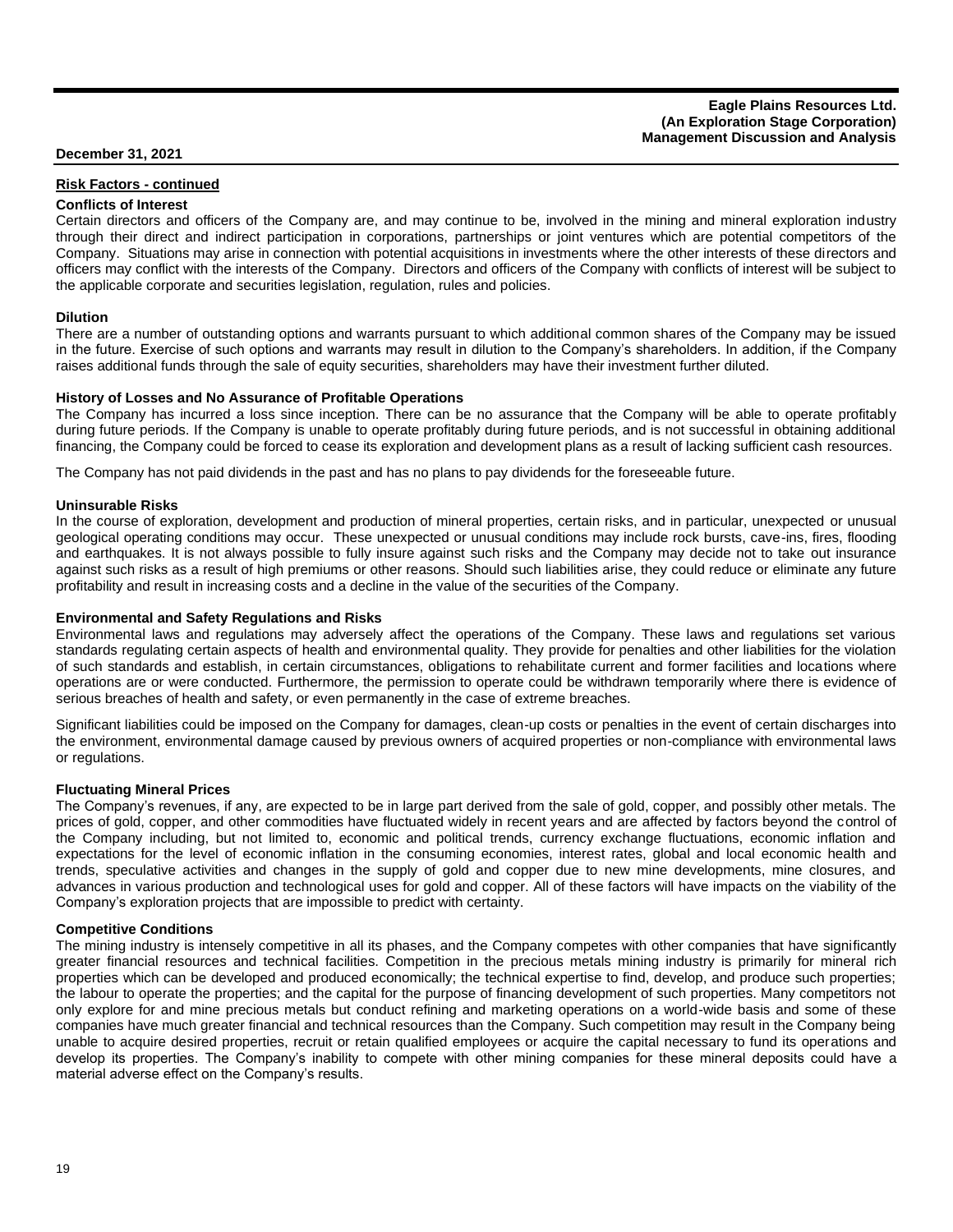## Risk Factors - continued

### Conflicts of Interest

Certain directors and officers of the Company are, and may continue to be, involved in the mining and mineral exploration industry through their direct and indirect participation in corporations, partnerships or joint ventures which are potential competitors of the Company. Situations may arise in connection with potential acquisitions in investments where the other interests of these directors and officers may conflict with the interests of the Company. Directors and officers of the Company with conflicts of interest will be subject to the applicable corporate and securities legislation, regulation, rules and policies.

### Dilution

There are a number of outstanding options and warrants pursuant to which additional common shares of the Company may be issued in the future. Exercise of such options and warrants may result in dilution to the Company's shareholders. In addition, if the Company raises additional funds through the sale of equity securities, shareholders may have their investment further diluted.

### History of Losses and No Assurance of Profitable Operations

The Company has incurred a loss since inception. There can be no assurance that the Company will be able to operate profitably during future periods. If the Company is unable to operate profitably during future periods, and is not successful in obtaining additional financing, the Company could be forced to cease its exploration and development plans as a result of lacking sufficient cash resources.

The Company has not paid dividends in the past and has no plans to pay dividends for the foreseeable future.

### Uninsurable Risks

In the course of exploration, development and production of mineral properties, certain risks, and in particular, unexpected or unusual geological operating conditions may occur. These unexpected or unusual conditions may include rock bursts, cave-ins, fires, flooding and earthquakes. It is not always possible to fully insure against such risks and the Company may decide not to take out insurance against such risks as a result of high premiums or other reasons. Should such liabilities arise, they could reduce or eliminate any future profitability and result in increasing costs and a decline in the value of the securities of the Company.

### Environmental and Safety Regulations and Risks

Environmental laws and regulations may adversely affect the operations of the Company. These laws and regulations set various standards regulating certain aspects of health and environmental quality. They provide for penalties and other liabilities for the violation of such standards and establish, in certain circumstances, obligations to rehabilitate current and former facilities and locations where operations are or were conducted. Furthermore, the permission to operate could be withdrawn temporarily where there is evidence of serious breaches of health and safety, or even permanently in the case of extreme breaches.

Significant liabilities could be imposed on the Company for damages, clean-up costs or penalties in the event of certain discharges into the environment, environmental damage caused by previous owners of acquired properties or non-compliance with environmental laws or regulations.

### Fluctuating Mineral Prices

The Company's revenues, if any, are expected to be in large part derived from the sale of gold, copper, and possibly other metals. The prices of gold, copper, and other commodities have fluctuated widely in recent years and are affected by factors beyond the control of the Company including, but not limited to, economic and political trends, currency exchange fluctuations, economic inflation and expectations for the level of economic inflation in the consuming economies, interest rates, global and local economic health and trends, speculative activities and changes in the supply of gold and copper due to new mine developments, mine closures, and advances in various production and technological uses for gold and copper. All of these factors will have impacts on the viability of the Company's exploration projects that are impossible to predict with certainty.

### Competitive Conditions

The mining industry is intensely competitive in all its phases, and the Company competes with other companies that have significantly greater financial resources and technical facilities. Competition in the precious metals mining industry is primarily for mineral rich properties which can be developed and produced economically; the technical expertise to find, develop, and produce such properties; the labour to operate the properties; and the capital for the purpose of financing development of such properties. Many competitors not only explore for and mine precious metals but conduct refining and marketing operations on a world-wide basis and some of these companies have much greater financial and technical resources than the Company. Such competition may result in the Company being unable to acquire desired properties, recruit or retain qualified employees or acquire the capital necessary to fund its operations and develop its properties. The Company's inability to compete with other mining companies for these mineral deposits could have a material adverse effect on the Company's results.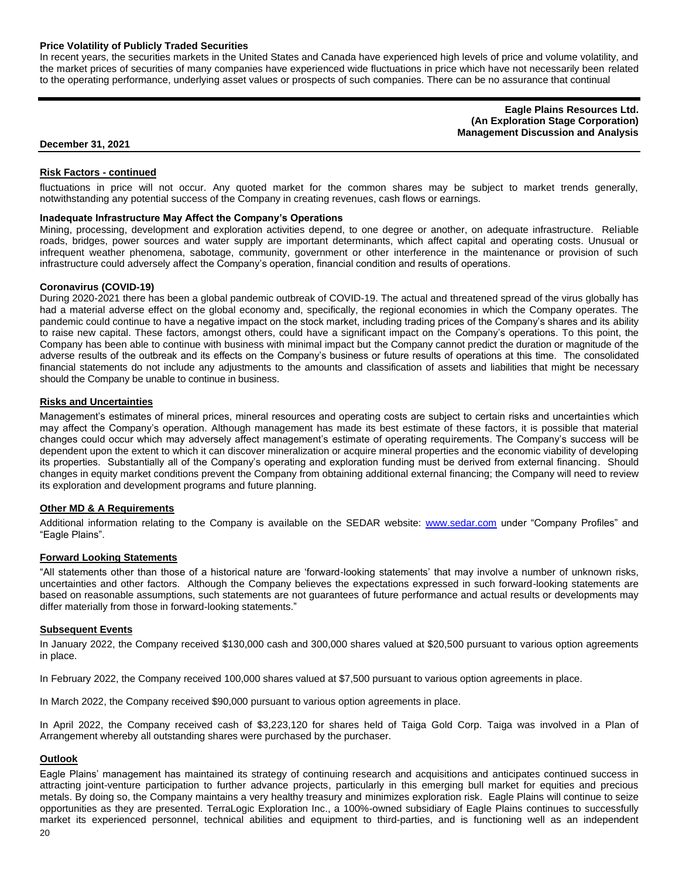#### Price Volatility of Publicly Traded Securities

In recent years, the securities markets in the United States and Canada have experienced high levels of price and volume volatility, and the market prices of securities of many companies have experienced wide fluctuations in price which have not necessarily been related to the operating performance, underlying asset values or prospects of such companies. There can be no assurance that continual

## Risk Factors - continued

fluctuations in price will not occur. Any quoted market for the common shares may be subject to market trends generally, notwithstanding any potential success of the Company in creating revenues, cash flows or earnings.

#### Inadequate Infrastructure May Affect the Company's Operations

Mining, processing, development and exploration activities depend, to one degree or another, on adequate infrastructure. Reliable roads, bridges, power sources and water supply are important determinants, which affect capital and operating costs. Unusual or infrequent weather phenomena, sabotage, community, government or other interference in the maintenance or provision of such infrastructure could adversely affect the Company's operation, financial condition and results of operations.

#### Coronavirus (COVID-19)

During 2020-2021 there has been a global pandemic outbreak of COVID-19. The actual and threatened spread of the virus globally has had a material adverse effect on the global economy and, specifically, the regional economies in which the Company operates. The pandemic could continue to have a negative impact on the stock market, including trading prices of the Company's shares and its ability to raise new capital. These factors, amongst others, could have a significant impact on the Company's operations. To this point, the Company has been able to continue with business with minimal impact but the Company cannot predict the duration or magnitude of the adverse results of the outbreak and its effects on the Company's business or future results of operations at this time. The consolidated financial statements do not include any adjustments to the amounts and classification of assets and liabilities that might be necessary should the Company be unable to continue in business.

## Risks and Uncertainties

Management's estimates of mineral prices, mineral resources and operating costs are subject to certain risks and uncertainties which may affect the Company's operation. Although management has made its best estimate of these factors, it is possible that material changes could occur which may adversely affect management's estimate of operating requirements. The Company's success will be dependent upon the extent to which it can discover mineralization or acquire mineral properties and the economic viability of developing its properties. Substantially all of the Company's operating and exploration funding must be derived from external financing. Should changes in equity market conditions prevent the Company from obtaining additional external financing; the Company will need to review its exploration and development programs and future planning.

## Other MD & A Requirements

Additional information relating to the Company is available on the SEDAR website: www.sedar.com under "Company Profiles" and "Eagle Plains".

## Forward Looking Statements

"All statements other than those of a historical nature are 'forward-looking statements' that may involve a number of unknown risks, uncertainties and other factors. Although the Company believes the expectations expressed in such forward-looking statements are based on reasonable assumptions, such statements are not guarantees of future performance and actual results or developments may differ materially from those in forward-looking statements."

## Subsequent Events

In January 2022, the Company received $130,000 cash and 300,000 shares valued at $20,500 pursuant to various option agreements in place.

In February 2022, the Company received 100,000 shares valued at $7,500 pursuant to various option agreements in place.

In March 2022, the Company received $90,000 pursuant to various option agreements in place.

In April 2022, the Company received cash of $3,223,120 for shares held of Taiga Gold Corp. Taiga was involved in a Plan of Arrangement whereby all outstanding shares were purchased by the purchaser.

## Outlook

Eagle Plains' management has maintained its strategy of continuing research and acquisitions and anticipates continued success in attracting joint-venture participation to further advance projects, particularly in this emerging bull market for equities and precious metals. By doing so, the Company maintains a very healthy treasury and minimizes exploration risk. Eagle Plains will continue to seize opportunities as they are presented. TerraLogic Exploration Inc., a 100%-owned subsidiary of Eagle Plains continues to successfully market its experienced personnel, technical abilities and equipment to third-parties, and is functioning well as an independent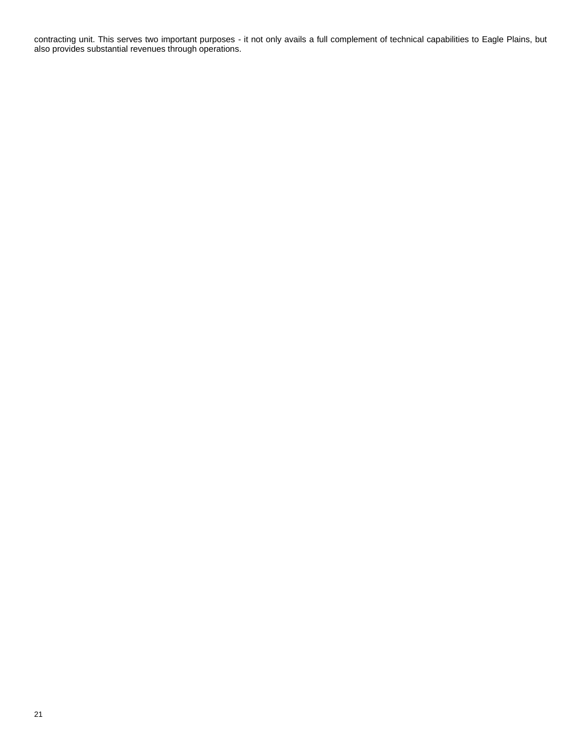contracting unit. This serves two important purposes - it not only avails a full complement of technical capabilities to Eagle Plains, but also provides substantial revenues through operations.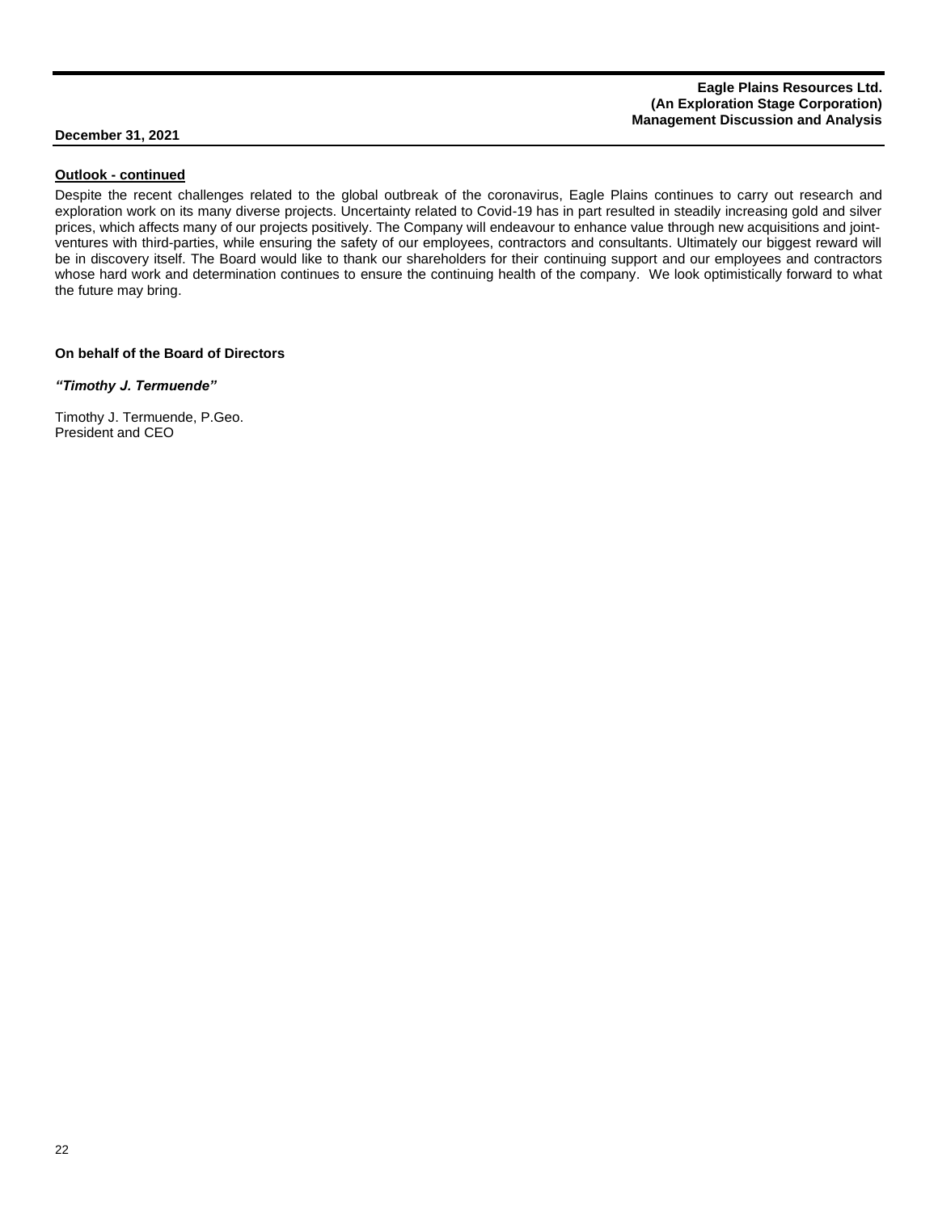**Outlook - continued**

Despite the recent challenges related to the global outbreak of the coronavirus, Eagle Plains continues to carry out research and exploration work on its many diverse projects. Uncertainty related to Covid-19 has in part resulted in steadily increasing gold and silver prices, which affects many of our projects positively. The Company will endeavour to enhance value through new acquisitions and joint-ventures with third-parties, while ensuring the safety of our employees, contractors and consultants. Ultimately our biggest reward will be in discovery itself. The Board would like to thank our shareholders for their continuing support and our employees and contractors whose hard work and determination continues to ensure the continuing health of the company. We look optimistically forward to what the future may bring.

**On behalf of the Board of Directors**

***"Timothy J. Termuende"***

Timothy J. Termuende, P.Geo.
President and CEO